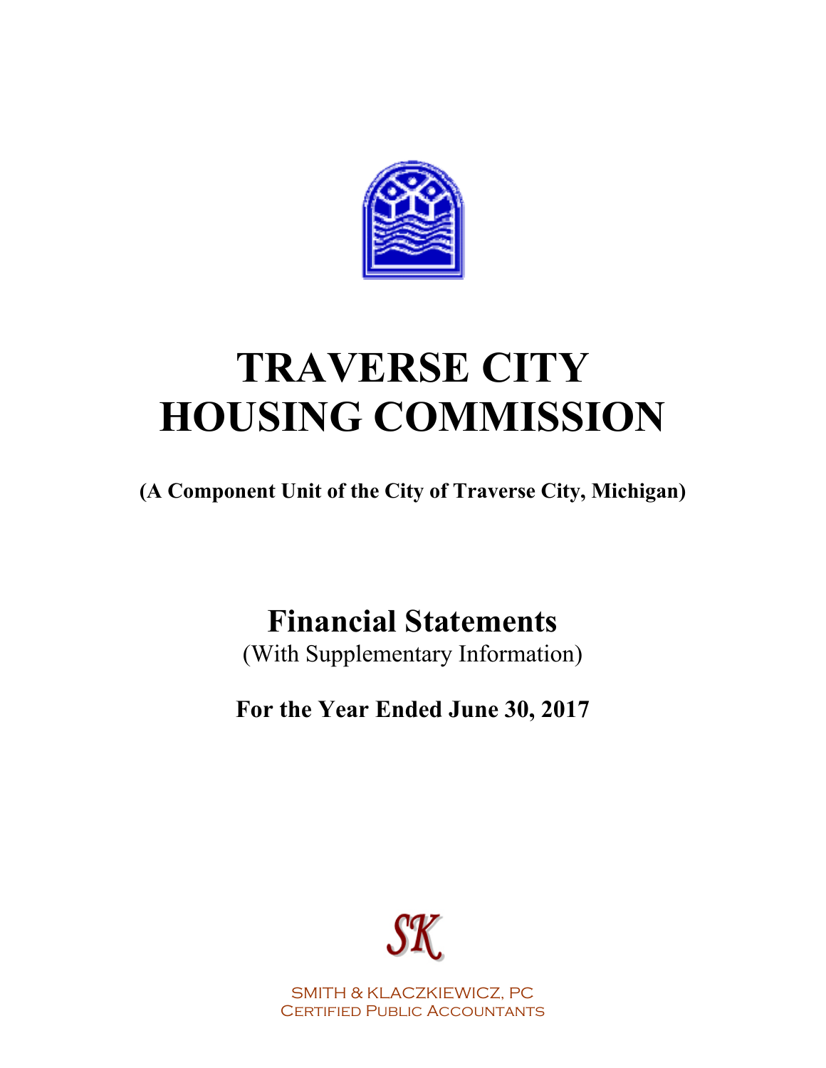# TRAVERSE CITY HOUSING COMMISSION

**(A Component Unit of the City of Traverse City, Michigan)**

## Financial Statements

(With Supplementary Information)

**For the Year Ended June 30, 2017**

SK

SMITH & KLACZKIEWICZ, PC
Certified Public Accountants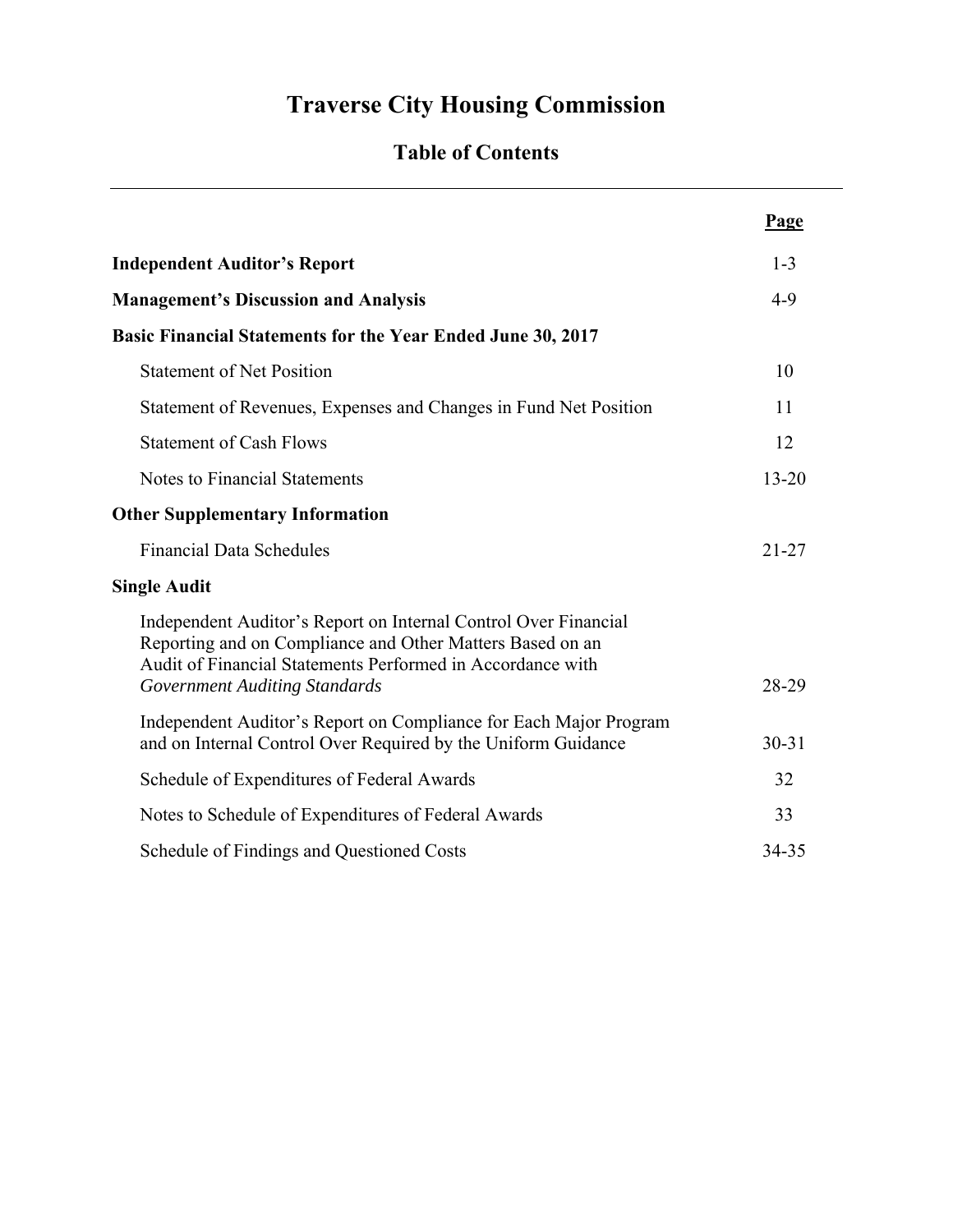# Traverse City Housing Commission

## Table of Contents

| | Page |
|---|---|
| **Independent Auditor's Report** | 1-3 |
| **Management's Discussion and Analysis** | 4-9 |
| **Basic Financial Statements for the Year Ended June 30, 2017** | |
| Statement of Net Position | 10 |
| Statement of Revenues, Expenses and Changes in Fund Net Position | 11 |
| Statement of Cash Flows | 12 |
| Notes to Financial Statements | 13-20 |
| **Other Supplementary Information** | |
| Financial Data Schedules | 21-27 |
| **Single Audit** | |
| Independent Auditor's Report on Internal Control Over Financial Reporting and on Compliance and Other Matters Based on an Audit of Financial Statements Performed in Accordance with *Government Auditing Standards* | 28-29 |
| Independent Auditor's Report on Compliance for Each Major Program and on Internal Control Over Required by the Uniform Guidance | 30-31 |
| Schedule of Expenditures of Federal Awards | 32 |
| Notes to Schedule of Expenditures of Federal Awards | 33 |
| Schedule of Findings and Questioned Costs | 34-35 |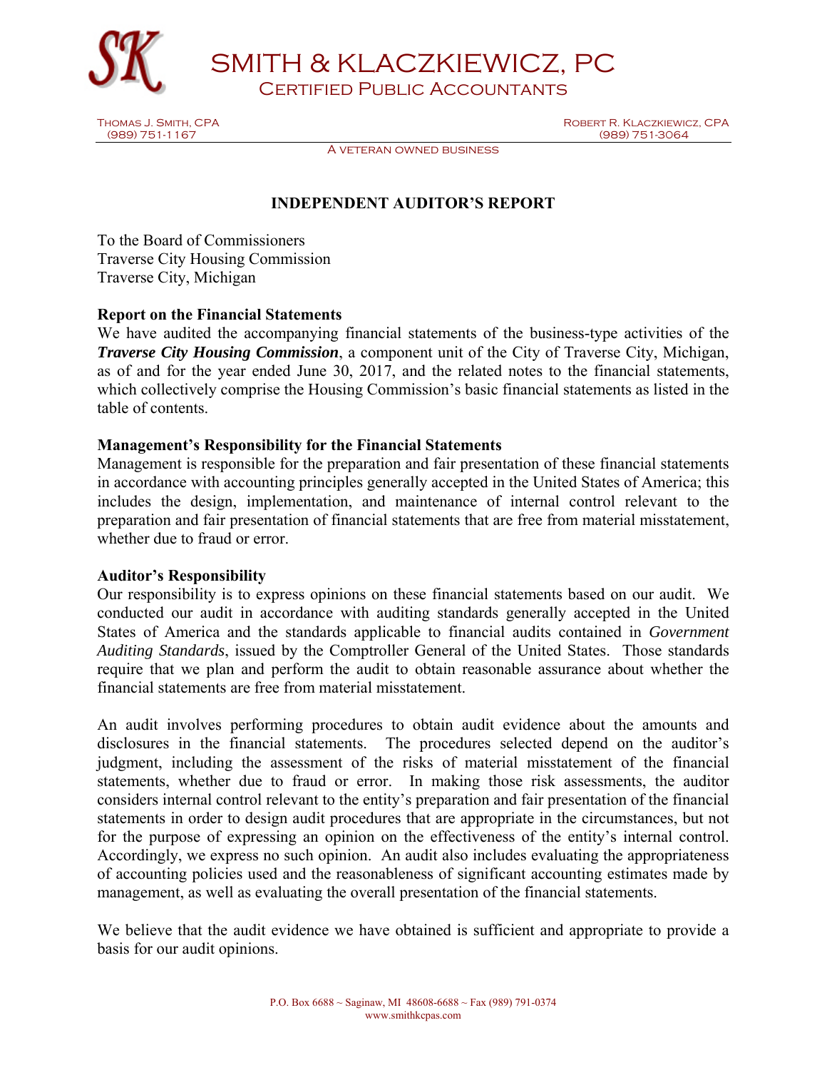# SMITH & KLACZKIEWICZ, PC

Certified Public Accountants

Thomas J. Smith, CPA
(989) 751-1167

Robert R. Klaczkiewicz, CPA
(989) 751-3064

A veteran owned business

## INDEPENDENT AUDITOR'S REPORT

To the Board of Commissioners
Traverse City Housing Commission
Traverse City, Michigan

**Report on the Financial Statements**

We have audited the accompanying financial statements of the business-type activities of the ***Traverse City Housing Commission***, a component unit of the City of Traverse City, Michigan, as of and for the year ended June 30, 2017, and the related notes to the financial statements, which collectively comprise the Housing Commission's basic financial statements as listed in the table of contents.

**Management's Responsibility for the Financial Statements**

Management is responsible for the preparation and fair presentation of these financial statements in accordance with accounting principles generally accepted in the United States of America; this includes the design, implementation, and maintenance of internal control relevant to the preparation and fair presentation of financial statements that are free from material misstatement, whether due to fraud or error.

**Auditor's Responsibility**

Our responsibility is to express opinions on these financial statements based on our audit. We conducted our audit in accordance with auditing standards generally accepted in the United States of America and the standards applicable to financial audits contained in *Government Auditing Standards*, issued by the Comptroller General of the United States. Those standards require that we plan and perform the audit to obtain reasonable assurance about whether the financial statements are free from material misstatement.

An audit involves performing procedures to obtain audit evidence about the amounts and disclosures in the financial statements. The procedures selected depend on the auditor's judgment, including the assessment of the risks of material misstatement of the financial statements, whether due to fraud or error. In making those risk assessments, the auditor considers internal control relevant to the entity's preparation and fair presentation of the financial statements in order to design audit procedures that are appropriate in the circumstances, but not for the purpose of expressing an opinion on the effectiveness of the entity's internal control. Accordingly, we express no such opinion. An audit also includes evaluating the appropriateness of accounting policies used and the reasonableness of significant accounting estimates made by management, as well as evaluating the overall presentation of the financial statements.

We believe that the audit evidence we have obtained is sufficient and appropriate to provide a basis for our audit opinions.

P.O. Box 6688 ~ Saginaw, MI 48608-6688 ~ Fax (989) 791-0374
www.smithkcpas.com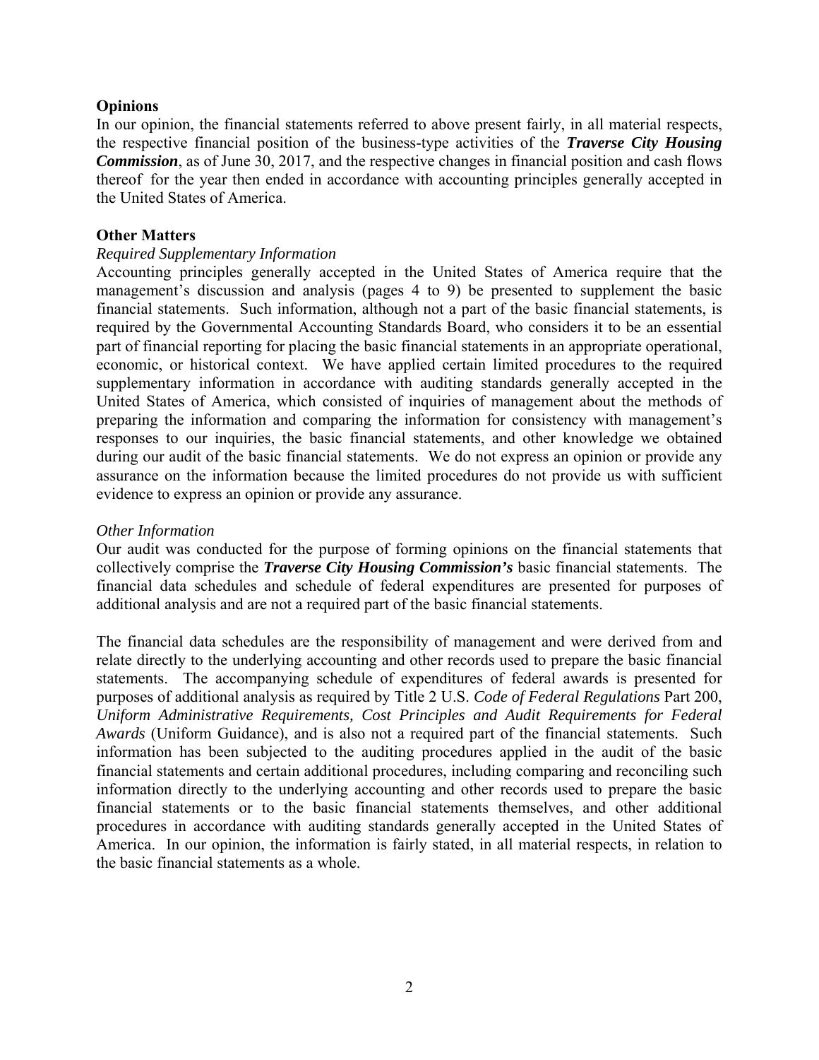**Opinions**

In our opinion, the financial statements referred to above present fairly, in all material respects, the respective financial position of the business-type activities of the ***Traverse City Housing Commission***, as of June 30, 2017, and the respective changes in financial position and cash flows thereof for the year then ended in accordance with accounting principles generally accepted in the United States of America.

**Other Matters**

*Required Supplementary Information*

Accounting principles generally accepted in the United States of America require that the management's discussion and analysis (pages 4 to 9) be presented to supplement the basic financial statements. Such information, although not a part of the basic financial statements, is required by the Governmental Accounting Standards Board, who considers it to be an essential part of financial reporting for placing the basic financial statements in an appropriate operational, economic, or historical context. We have applied certain limited procedures to the required supplementary information in accordance with auditing standards generally accepted in the United States of America, which consisted of inquiries of management about the methods of preparing the information and comparing the information for consistency with management's responses to our inquiries, the basic financial statements, and other knowledge we obtained during our audit of the basic financial statements. We do not express an opinion or provide any assurance on the information because the limited procedures do not provide us with sufficient evidence to express an opinion or provide any assurance.

*Other Information*

Our audit was conducted for the purpose of forming opinions on the financial statements that collectively comprise the ***Traverse City Housing Commission's*** basic financial statements. The financial data schedules and schedule of federal expenditures are presented for purposes of additional analysis and are not a required part of the basic financial statements.

The financial data schedules are the responsibility of management and were derived from and relate directly to the underlying accounting and other records used to prepare the basic financial statements. The accompanying schedule of expenditures of federal awards is presented for purposes of additional analysis as required by Title 2 U.S. *Code of Federal Regulations* Part 200, *Uniform Administrative Requirements, Cost Principles and Audit Requirements for Federal Awards* (Uniform Guidance), and is also not a required part of the financial statements. Such information has been subjected to the auditing procedures applied in the audit of the basic financial statements and certain additional procedures, including comparing and reconciling such information directly to the underlying accounting and other records used to prepare the basic financial statements or to the basic financial statements themselves, and other additional procedures in accordance with auditing standards generally accepted in the United States of America. In our opinion, the information is fairly stated, in all material respects, in relation to the basic financial statements as a whole.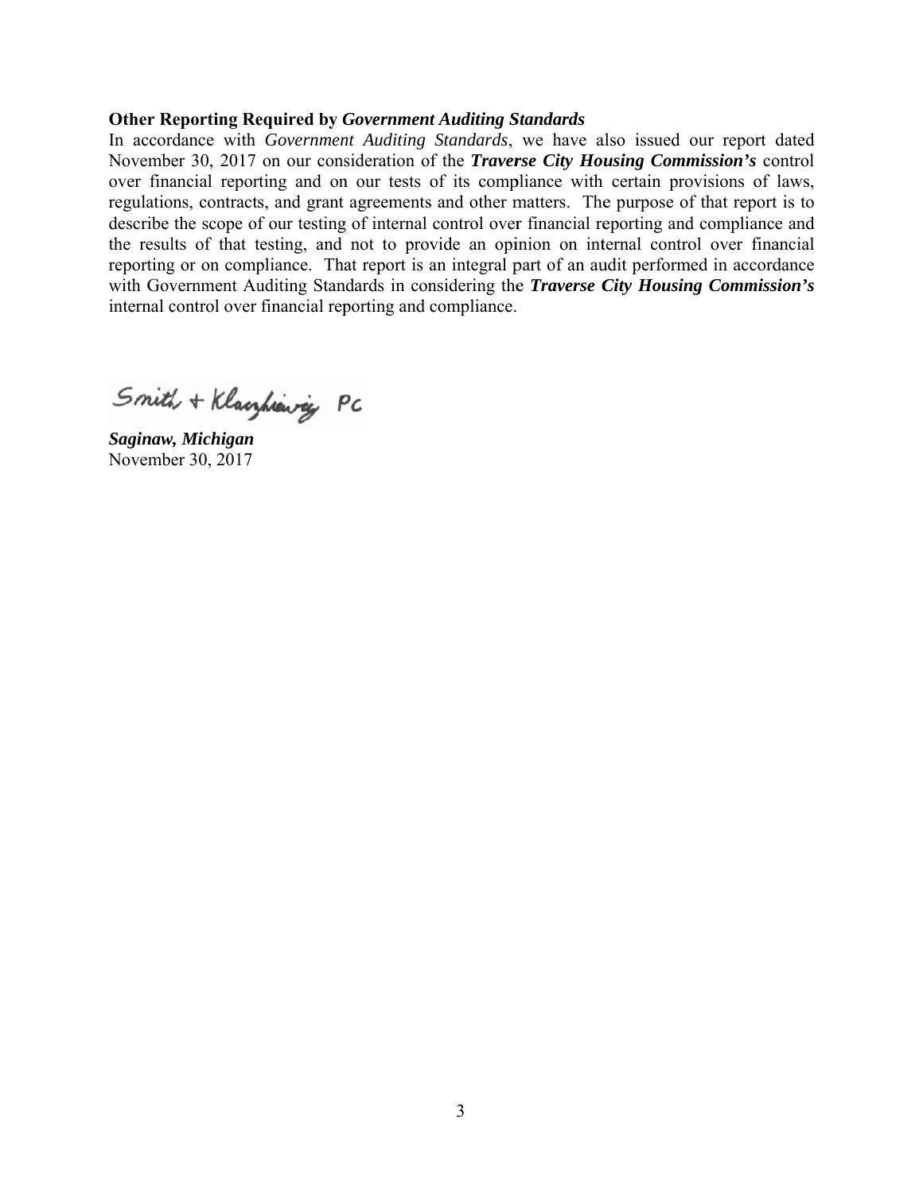**Other Reporting Required by *Government Auditing Standards***

In accordance with *Government Auditing Standards*, we have also issued our report dated November 30, 2017 on our consideration of the ***Traverse City Housing Commission's*** control over financial reporting and on our tests of its compliance with certain provisions of laws, regulations, contracts, and grant agreements and other matters. The purpose of that report is to describe the scope of our testing of internal control over financial reporting and compliance and the results of that testing, and not to provide an opinion on internal control over financial reporting or on compliance. That report is an integral part of an audit performed in accordance with Government Auditing Standards in considering the ***Traverse City Housing Commission's*** internal control over financial reporting and compliance.

Smith + Klaczkiewicz PC

***Saginaw, Michigan***
November 30, 2017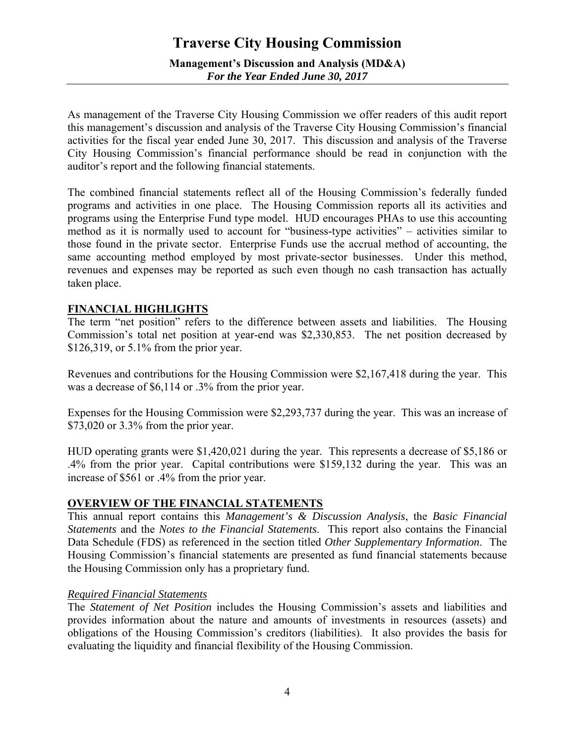# Traverse City Housing Commission

**Management's Discussion and Analysis (MD&A)**
***For the Year Ended June 30, 2017***

As management of the Traverse City Housing Commission we offer readers of this audit report this management's discussion and analysis of the Traverse City Housing Commission's financial activities for the fiscal year ended June 30, 2017. This discussion and analysis of the Traverse City Housing Commission's financial performance should be read in conjunction with the auditor's report and the following financial statements.

The combined financial statements reflect all of the Housing Commission's federally funded programs and activities in one place. The Housing Commission reports all its activities and programs using the Enterprise Fund type model. HUD encourages PHAs to use this accounting method as it is normally used to account for "business-type activities" – activities similar to those found in the private sector. Enterprise Funds use the accrual method of accounting, the same accounting method employed by most private-sector businesses. Under this method, revenues and expenses may be reported as such even though no cash transaction has actually taken place.

## FINANCIAL HIGHLIGHTS

The term "net position" refers to the difference between assets and liabilities. The Housing Commission's total net position at year-end was $2,330,853. The net position decreased by $126,319, or 5.1% from the prior year.

Revenues and contributions for the Housing Commission were $2,167,418 during the year. This was a decrease of $6,114 or .3% from the prior year.

Expenses for the Housing Commission were $2,293,737 during the year. This was an increase of $73,020 or 3.3% from the prior year.

HUD operating grants were $1,420,021 during the year. This represents a decrease of $5,186 or .4% from the prior year. Capital contributions were $159,132 during the year. This was an increase of $561 or .4% from the prior year.

## OVERVIEW OF THE FINANCIAL STATEMENTS

This annual report contains this *Management's & Discussion Analysis*, the *Basic Financial Statements* and the *Notes to the Financial Statements*. This report also contains the Financial Data Schedule (FDS) as referenced in the section titled *Other Supplementary Information*. The Housing Commission's financial statements are presented as fund financial statements because the Housing Commission only has a proprietary fund.

### *Required Financial Statements*

The *Statement of Net Position* includes the Housing Commission's assets and liabilities and provides information about the nature and amounts of investments in resources (assets) and obligations of the Housing Commission's creditors (liabilities). It also provides the basis for evaluating the liquidity and financial flexibility of the Housing Commission.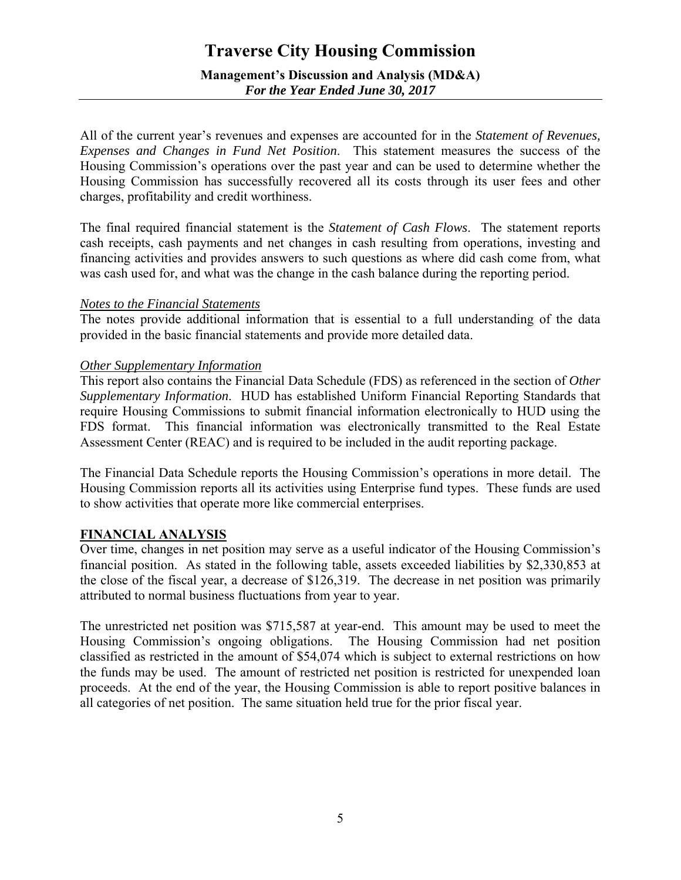All of the current year's revenues and expenses are accounted for in the *Statement of Revenues, Expenses and Changes in Fund Net Position*. This statement measures the success of the Housing Commission's operations over the past year and can be used to determine whether the Housing Commission has successfully recovered all its costs through its user fees and other charges, profitability and credit worthiness.

The final required financial statement is the *Statement of Cash Flows*. The statement reports cash receipts, cash payments and net changes in cash resulting from operations, investing and financing activities and provides answers to such questions as where did cash come from, what was cash used for, and what was the change in the cash balance during the reporting period.

*Notes to the Financial Statements*

The notes provide additional information that is essential to a full understanding of the data provided in the basic financial statements and provide more detailed data.

*Other Supplementary Information*

This report also contains the Financial Data Schedule (FDS) as referenced in the section of *Other Supplementary Information*. HUD has established Uniform Financial Reporting Standards that require Housing Commissions to submit financial information electronically to HUD using the FDS format. This financial information was electronically transmitted to the Real Estate Assessment Center (REAC) and is required to be included in the audit reporting package.

The Financial Data Schedule reports the Housing Commission's operations in more detail. The Housing Commission reports all its activities using Enterprise fund types. These funds are used to show activities that operate more like commercial enterprises.

## FINANCIAL ANALYSIS

Over time, changes in net position may serve as a useful indicator of the Housing Commission's financial position. As stated in the following table, assets exceeded liabilities by $2,330,853 at the close of the fiscal year, a decrease of $126,319. The decrease in net position was primarily attributed to normal business fluctuations from year to year.

The unrestricted net position was $715,587 at year-end. This amount may be used to meet the Housing Commission's ongoing obligations. The Housing Commission had net position classified as restricted in the amount of $54,074 which is subject to external restrictions on how the funds may be used. The amount of restricted net position is restricted for unexpended loan proceeds. At the end of the year, the Housing Commission is able to report positive balances in all categories of net position. The same situation held true for the prior fiscal year.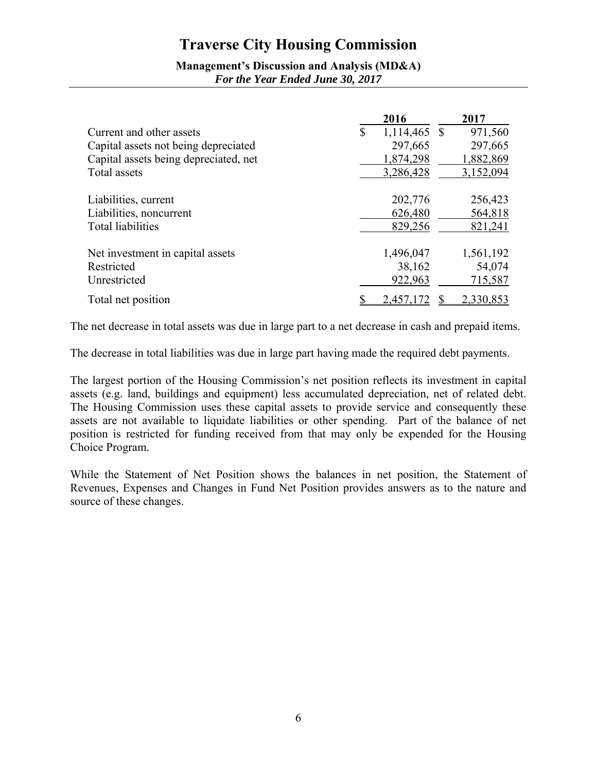# Traverse City Housing Commission

**Management's Discussion and Analysis (MD&A)**
***For the Year Ended June 30, 2017***

| | 2016 | 2017 |
|---|---|---|
| Current and other assets | $ 1,114,465 | $ 971,560 |
| Capital assets not being depreciated | 297,665 | 297,665 |
| Capital assets being depreciated, net | 1,874,298 | 1,882,869 |
| Total assets | 3,286,428 | 3,152,094 |
| | | |
| Liabilities, current | 202,776 | 256,423 |
| Liabilities, noncurrent | 626,480 | 564,818 |
| Total liabilities | 829,256 | 821,241 |
| | | |
| Net investment in capital assets | 1,496,047 | 1,561,192 |
| Restricted | 38,162 | 54,074 |
| Unrestricted | 922,963 | 715,587 |
| Total net position | $ 2,457,172 | $ 2,330,853 |

The net decrease in total assets was due in large part to a net decrease in cash and prepaid items.

The decrease in total liabilities was due in large part having made the required debt payments.

The largest portion of the Housing Commission's net position reflects its investment in capital assets (e.g. land, buildings and equipment) less accumulated depreciation, net of related debt. The Housing Commission uses these capital assets to provide service and consequently these assets are not available to liquidate liabilities or other spending. Part of the balance of net position is restricted for funding received from that may only be expended for the Housing Choice Program.

While the Statement of Net Position shows the balances in net position, the Statement of Revenues, Expenses and Changes in Fund Net Position provides answers as to the nature and source of these changes.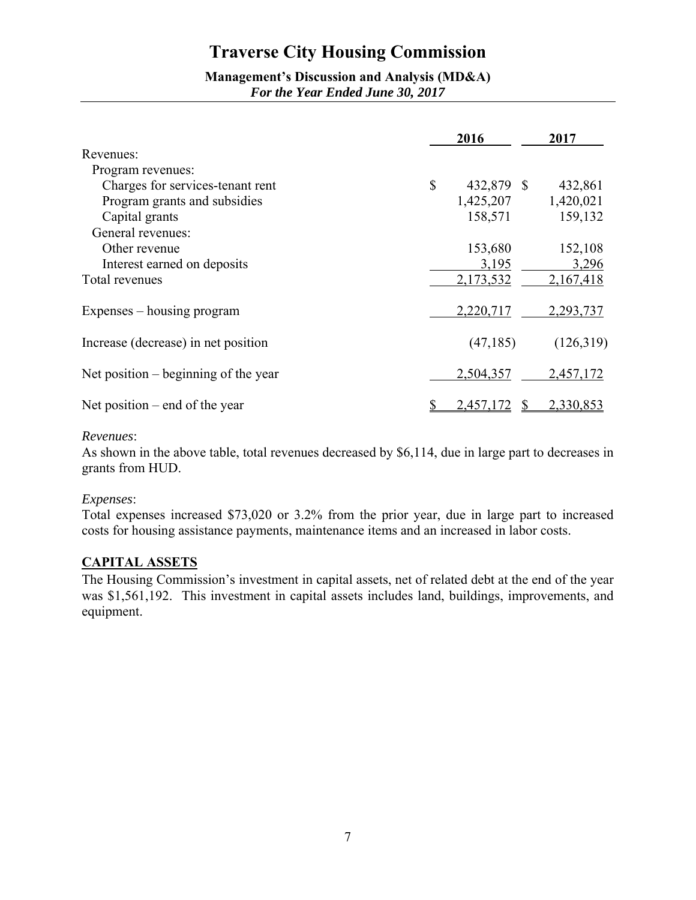# Traverse City Housing Commission

**Management's Discussion and Analysis (MD&A)**
***For the Year Ended June 30, 2017***

| | 2016 | 2017 |
|---|---|---|
| Revenues: | | |
| Program revenues: | | |
| Charges for services-tenant rent | $ 432,879 | $ 432,861 |
| Program grants and subsidies | 1,425,207 | 1,420,021 |
| Capital grants | 158,571 | 159,132 |
| General revenues: | | |
| Other revenue | 153,680 | 152,108 |
| Interest earned on deposits | 3,195 | 3,296 |
| Total revenues | 2,173,532 | 2,167,418 |
| Expenses – housing program | 2,220,717 | 2,293,737 |
| Increase (decrease) in net position | (47,185) | (126,319) |
| Net position – beginning of the year | 2,504,357 | 2,457,172 |
| Net position – end of the year | $ 2,457,172 | $ 2,330,853 |

*Revenues*:
As shown in the above table, total revenues decreased by $6,114, due in large part to decreases in grants from HUD.

*Expenses*:
Total expenses increased $73,020 or 3.2% from the prior year, due in large part to increased costs for housing assistance payments, maintenance items and an increased in labor costs.

## CAPITAL ASSETS

The Housing Commission's investment in capital assets, net of related debt at the end of the year was $1,561,192. This investment in capital assets includes land, buildings, improvements, and equipment.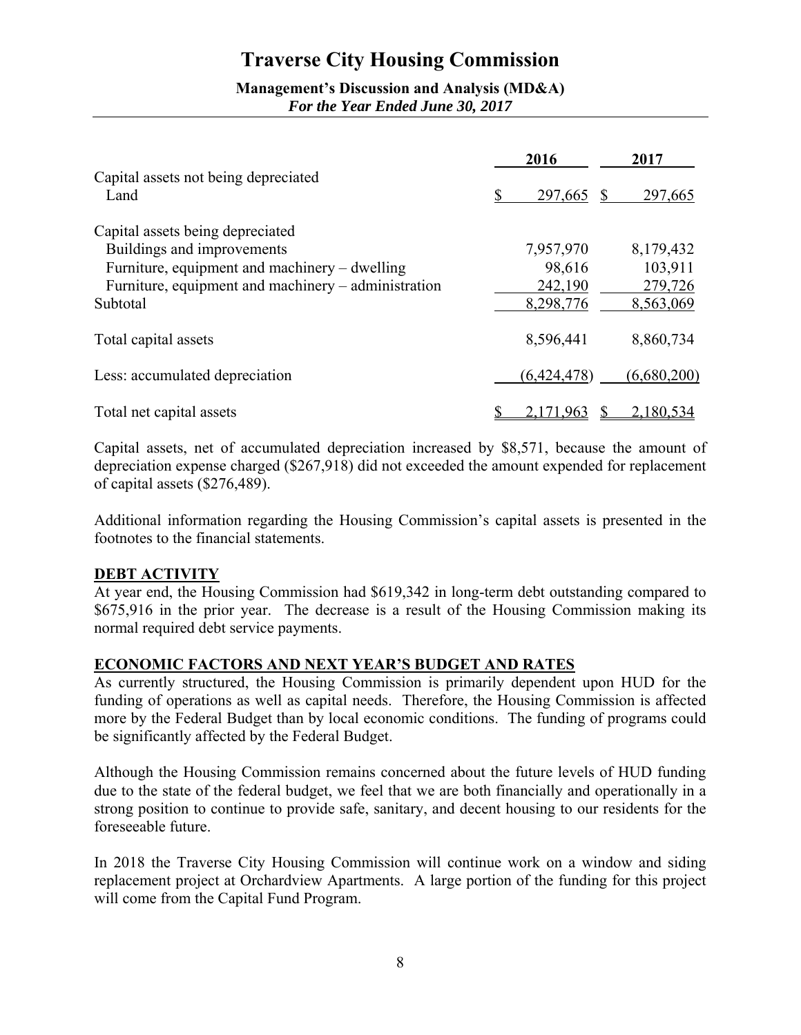| | 2016 | 2017 |
|---|---|---|
| Capital assets not being depreciated | | |
| Land | $ 297,665 | $ 297,665 |
| | | |
| Capital assets being depreciated | | |
| Buildings and improvements | 7,957,970 | 8,179,432 |
| Furniture, equipment and machinery – dwelling | 98,616 | 103,911 |
| Furniture, equipment and machinery – administration | 242,190 | 279,726 |
| Subtotal | 8,298,776 | 8,563,069 |
| | | |
| Total capital assets | 8,596,441 | 8,860,734 |
| | | |
| Less: accumulated depreciation | (6,424,478) | (6,680,200) |
| | | |
| Total net capital assets | $ 2,171,963 | $ 2,180,534 |

Capital assets, net of accumulated depreciation increased by $8,571, because the amount of depreciation expense charged ($267,918) did not exceeded the amount expended for replacement of capital assets ($276,489).

Additional information regarding the Housing Commission's capital assets is presented in the footnotes to the financial statements.

## DEBT ACTIVITY

At year end, the Housing Commission had $619,342 in long-term debt outstanding compared to $675,916 in the prior year. The decrease is a result of the Housing Commission making its normal required debt service payments.

## ECONOMIC FACTORS AND NEXT YEAR'S BUDGET AND RATES

As currently structured, the Housing Commission is primarily dependent upon HUD for the funding of operations as well as capital needs. Therefore, the Housing Commission is affected more by the Federal Budget than by local economic conditions. The funding of programs could be significantly affected by the Federal Budget.

Although the Housing Commission remains concerned about the future levels of HUD funding due to the state of the federal budget, we feel that we are both financially and operationally in a strong position to continue to provide safe, sanitary, and decent housing to our residents for the foreseeable future.

In 2018 the Traverse City Housing Commission will continue work on a window and siding replacement project at Orchardview Apartments. A large portion of the funding for this project will come from the Capital Fund Program.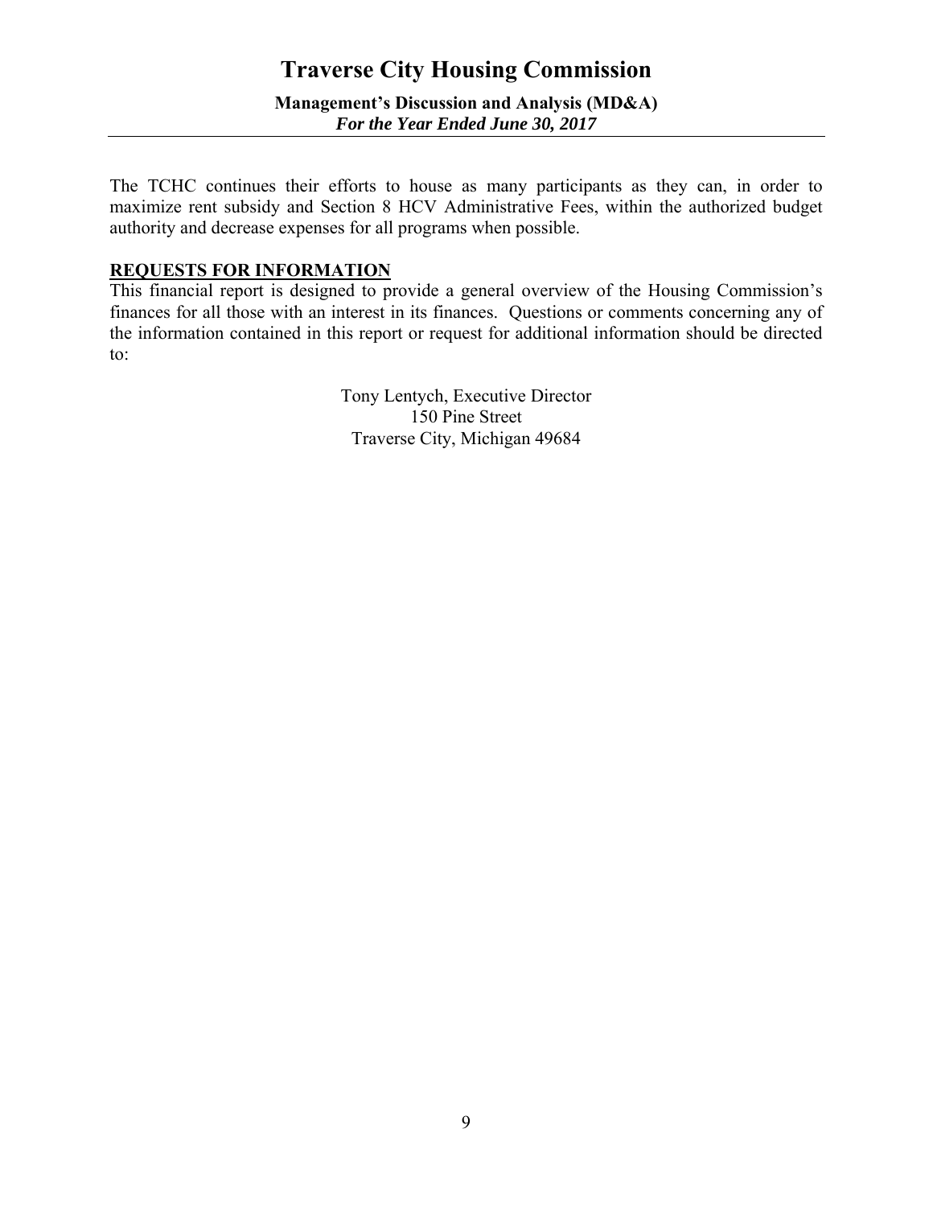The TCHC continues their efforts to house as many participants as they can, in order to maximize rent subsidy and Section 8 HCV Administrative Fees, within the authorized budget authority and decrease expenses for all programs when possible.

## REQUESTS FOR INFORMATION

This financial report is designed to provide a general overview of the Housing Commission's finances for all those with an interest in its finances. Questions or comments concerning any of the information contained in this report or request for additional information should be directed to:

Tony Lentych, Executive Director
150 Pine Street
Traverse City, Michigan 49684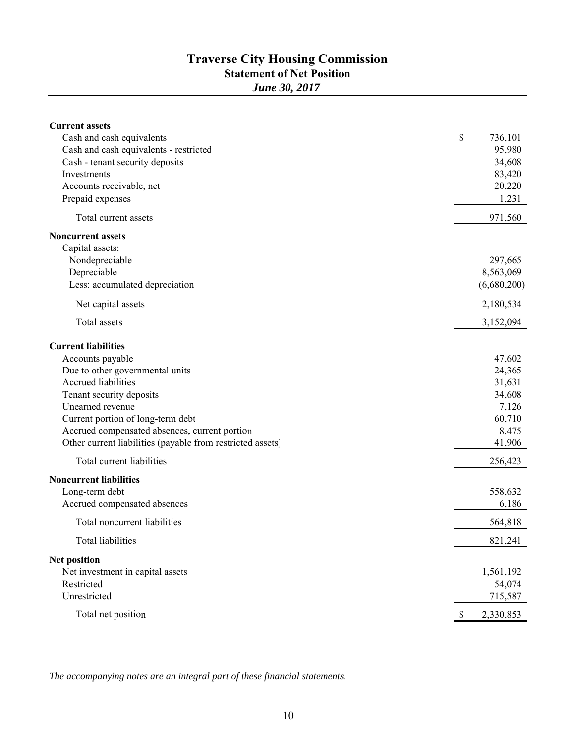# Traverse City Housing Commission

## Statement of Net Position

*June 30, 2017*

| | |
|---|---|
| **Current assets** | |
| Cash and cash equivalents | $ 736,101 |
| Cash and cash equivalents - restricted | 95,980 |
| Cash - tenant security deposits | 34,608 |
| Investments | 83,420 |
| Accounts receivable, net | 20,220 |
| Prepaid expenses | 1,231 |
| Total current assets | 971,560 |
| **Noncurrent assets** | |
| Capital assets: | |
| Nondepreciable | 297,665 |
| Depreciable | 8,563,069 |
| Less: accumulated depreciation | (6,680,200) |
| Net capital assets | 2,180,534 |
| Total assets | 3,152,094 |
| **Current liabilities** | |
| Accounts payable | 47,602 |
| Due to other governmental units | 24,365 |
| Accrued liabilities | 31,631 |
| Tenant security deposits | 34,608 |
| Unearned revenue | 7,126 |
| Current portion of long-term debt | 60,710 |
| Accrued compensated absences, current portion | 8,475 |
| Other current liabilities (payable from restricted assets) | 41,906 |
| Total current liabilities | 256,423 |
| **Noncurrent liabilities** | |
| Long-term debt | 558,632 |
| Accrued compensated absences | 6,186 |
| Total noncurrent liabilities | 564,818 |
| Total liabilities | 821,241 |
| **Net position** | |
| Net investment in capital assets | 1,561,192 |
| Restricted | 54,074 |
| Unrestricted | 715,587 |
| Total net position | $ 2,330,853 |

*The accompanying notes are an integral part of these financial statements.*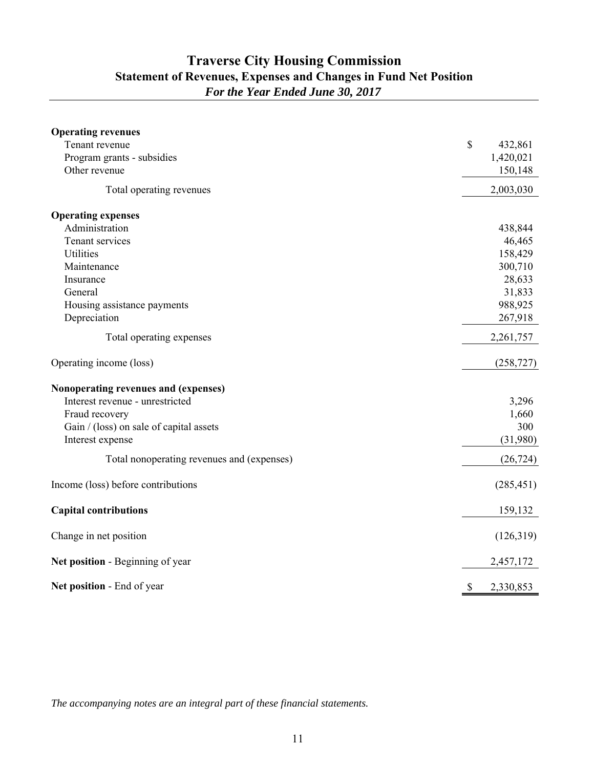# Traverse City Housing Commission

## Statement of Revenues, Expenses and Changes in Fund Net Position

### *For the Year Ended June 30, 2017*

| | |
|---|---|
| **Operating revenues** | |
| Tenant revenue | $ 432,861 |
| Program grants - subsidies | 1,420,021 |
| Other revenue | 150,148 |
| Total operating revenues | 2,003,030 |
| **Operating expenses** | |
| Administration | 438,844 |
| Tenant services | 46,465 |
| Utilities | 158,429 |
| Maintenance | 300,710 |
| Insurance | 28,633 |
| General | 31,833 |
| Housing assistance payments | 988,925 |
| Depreciation | 267,918 |
| Total operating expenses | 2,261,757 |
| Operating income (loss) | (258,727) |
| **Nonoperating revenues and (expenses)** | |
| Interest revenue - unrestricted | 3,296 |
| Fraud recovery | 1,660 |
| Gain / (loss) on sale of capital assets | 300 |
| Interest expense | (31,980) |
| Total nonoperating revenues and (expenses) | (26,724) |
| Income (loss) before contributions | (285,451) |
| **Capital contributions** | 159,132 |
| Change in net position | (126,319) |
| **Net position** - Beginning of year | 2,457,172 |
| **Net position** - End of year | $ 2,330,853 |

*The accompanying notes are an integral part of these financial statements.*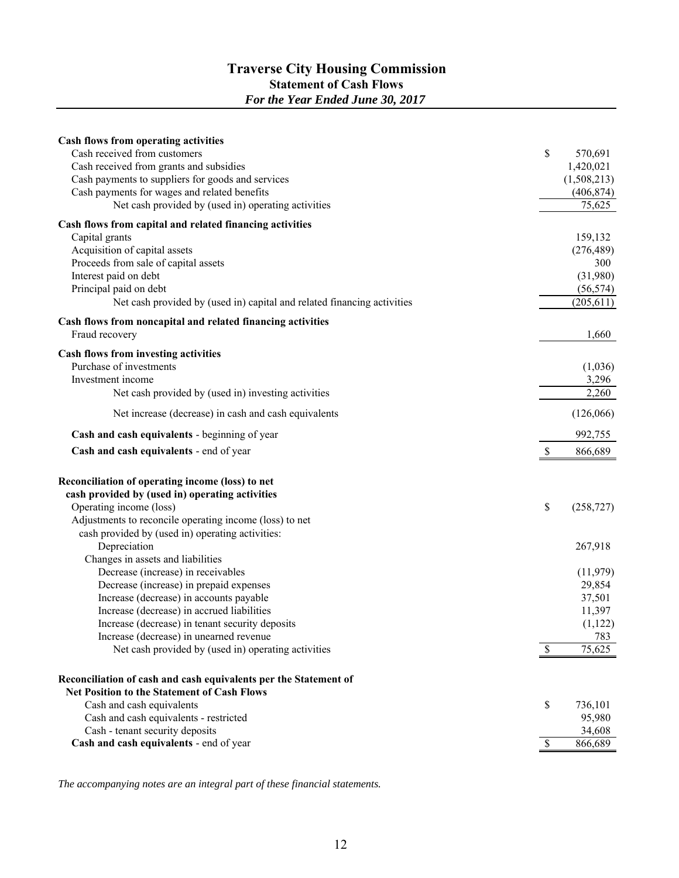# Traverse City Housing Commission

## Statement of Cash Flows

*For the Year Ended June 30, 2017*

| | |
|---|---|
| **Cash flows from operating activities** | |
| Cash received from customers | $ 570,691 |
| Cash received from grants and subsidies | 1,420,021 |
| Cash payments to suppliers for goods and services | (1,508,213) |
| Cash payments for wages and related benefits | (406,874) |
| Net cash provided by (used in) operating activities | 75,625 |
| **Cash flows from capital and related financing activities** | |
| Capital grants | 159,132 |
| Acquisition of capital assets | (276,489) |
| Proceeds from sale of capital assets | 300 |
| Interest paid on debt | (31,980) |
| Principal paid on debt | (56,574) |
| Net cash provided by (used in) capital and related financing activities | (205,611) |
| **Cash flows from noncapital and related financing activities** | |
| Fraud recovery | 1,660 |
| **Cash flows from investing activities** | |
| Purchase of investments | (1,036) |
| Investment income | 3,296 |
| Net cash provided by (used in) investing activities | 2,260 |
| Net increase (decrease) in cash and cash equivalents | (126,066) |
| **Cash and cash equivalents** - beginning of year | 992,755 |
| **Cash and cash equivalents** - end of year | $ 866,689 |
| | |
| **Reconciliation of operating income (loss) to net cash provided by (used in) operating activities** | |
| Operating income (loss) | $ (258,727) |
| Adjustments to reconcile operating income (loss) to net cash provided by (used in) operating activities: | |
| Depreciation | 267,918 |
| Changes in assets and liabilities | |
| Decrease (increase) in receivables | (11,979) |
| Decrease (increase) in prepaid expenses | 29,854 |
| Increase (decrease) in accounts payable | 37,501 |
| Increase (decrease) in accrued liabilities | 11,397 |
| Increase (decrease) in tenant security deposits | (1,122) |
| Increase (decrease) in unearned revenue | 783 |
| Net cash provided by (used in) operating activities | $ 75,625 |
| | |
| **Reconciliation of cash and cash equivalents per the Statement of Net Position to the Statement of Cash Flows** | |
| Cash and cash equivalents | $ 736,101 |
| Cash and cash equivalents - restricted | 95,980 |
| Cash - tenant security deposits | 34,608 |
| **Cash and cash equivalents** - end of year | $ 866,689 |

*The accompanying notes are an integral part of these financial statements.*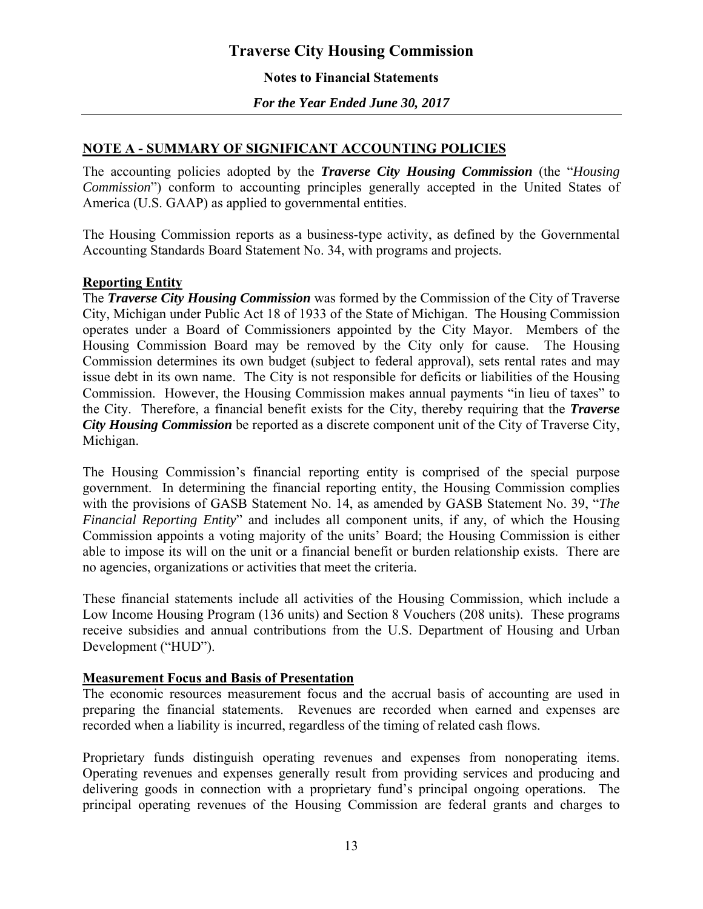# Traverse City Housing Commission

**Notes to Financial Statements**

***For the Year Ended June 30, 2017***

## NOTE A - SUMMARY OF SIGNIFICANT ACCOUNTING POLICIES

The accounting policies adopted by the ***Traverse City Housing Commission*** (the "*Housing Commission*") conform to accounting principles generally accepted in the United States of America (U.S. GAAP) as applied to governmental entities.

The Housing Commission reports as a business-type activity, as defined by the Governmental Accounting Standards Board Statement No. 34, with programs and projects.

### Reporting Entity

The ***Traverse City Housing Commission*** was formed by the Commission of the City of Traverse City, Michigan under Public Act 18 of 1933 of the State of Michigan. The Housing Commission operates under a Board of Commissioners appointed by the City Mayor. Members of the Housing Commission Board may be removed by the City only for cause. The Housing Commission determines its own budget (subject to federal approval), sets rental rates and may issue debt in its own name. The City is not responsible for deficits or liabilities of the Housing Commission. However, the Housing Commission makes annual payments "in lieu of taxes" to the City. Therefore, a financial benefit exists for the City, thereby requiring that the ***Traverse City Housing Commission*** be reported as a discrete component unit of the City of Traverse City, Michigan.

The Housing Commission's financial reporting entity is comprised of the special purpose government. In determining the financial reporting entity, the Housing Commission complies with the provisions of GASB Statement No. 14, as amended by GASB Statement No. 39, "*The Financial Reporting Entity*" and includes all component units, if any, of which the Housing Commission appoints a voting majority of the units' Board; the Housing Commission is either able to impose its will on the unit or a financial benefit or burden relationship exists. There are no agencies, organizations or activities that meet the criteria.

These financial statements include all activities of the Housing Commission, which include a Low Income Housing Program (136 units) and Section 8 Vouchers (208 units). These programs receive subsidies and annual contributions from the U.S. Department of Housing and Urban Development ("HUD").

### Measurement Focus and Basis of Presentation

The economic resources measurement focus and the accrual basis of accounting are used in preparing the financial statements. Revenues are recorded when earned and expenses are recorded when a liability is incurred, regardless of the timing of related cash flows.

Proprietary funds distinguish operating revenues and expenses from nonoperating items. Operating revenues and expenses generally result from providing services and producing and delivering goods in connection with a proprietary fund's principal ongoing operations. The principal operating revenues of the Housing Commission are federal grants and charges to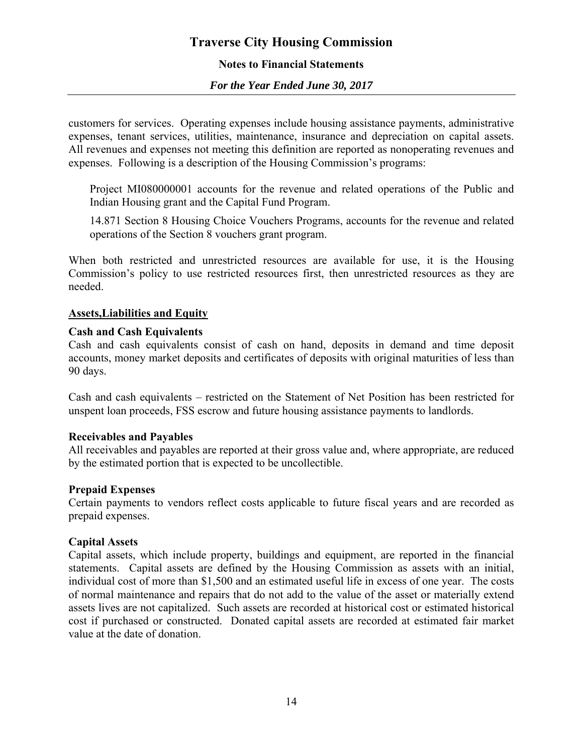customers for services. Operating expenses include housing assistance payments, administrative expenses, tenant services, utilities, maintenance, insurance and depreciation on capital assets. All revenues and expenses not meeting this definition are reported as nonoperating revenues and expenses. Following is a description of the Housing Commission's programs:

Project MI080000001 accounts for the revenue and related operations of the Public and Indian Housing grant and the Capital Fund Program.

14.871 Section 8 Housing Choice Vouchers Programs, accounts for the revenue and related operations of the Section 8 vouchers grant program.

When both restricted and unrestricted resources are available for use, it is the Housing Commission's policy to use restricted resources first, then unrestricted resources as they are needed.

**Assets,Liabilities and Equity**

**Cash and Cash Equivalents**

Cash and cash equivalents consist of cash on hand, deposits in demand and time deposit accounts, money market deposits and certificates of deposits with original maturities of less than 90 days.

Cash and cash equivalents – restricted on the Statement of Net Position has been restricted for unspent loan proceeds, FSS escrow and future housing assistance payments to landlords.

**Receivables and Payables**

All receivables and payables are reported at their gross value and, where appropriate, are reduced by the estimated portion that is expected to be uncollectible.

**Prepaid Expenses**

Certain payments to vendors reflect costs applicable to future fiscal years and are recorded as prepaid expenses.

**Capital Assets**

Capital assets, which include property, buildings and equipment, are reported in the financial statements. Capital assets are defined by the Housing Commission as assets with an initial, individual cost of more than $1,500 and an estimated useful life in excess of one year. The costs of normal maintenance and repairs that do not add to the value of the asset or materially extend assets lives are not capitalized. Such assets are recorded at historical cost or estimated historical cost if purchased or constructed. Donated capital assets are recorded at estimated fair market value at the date of donation.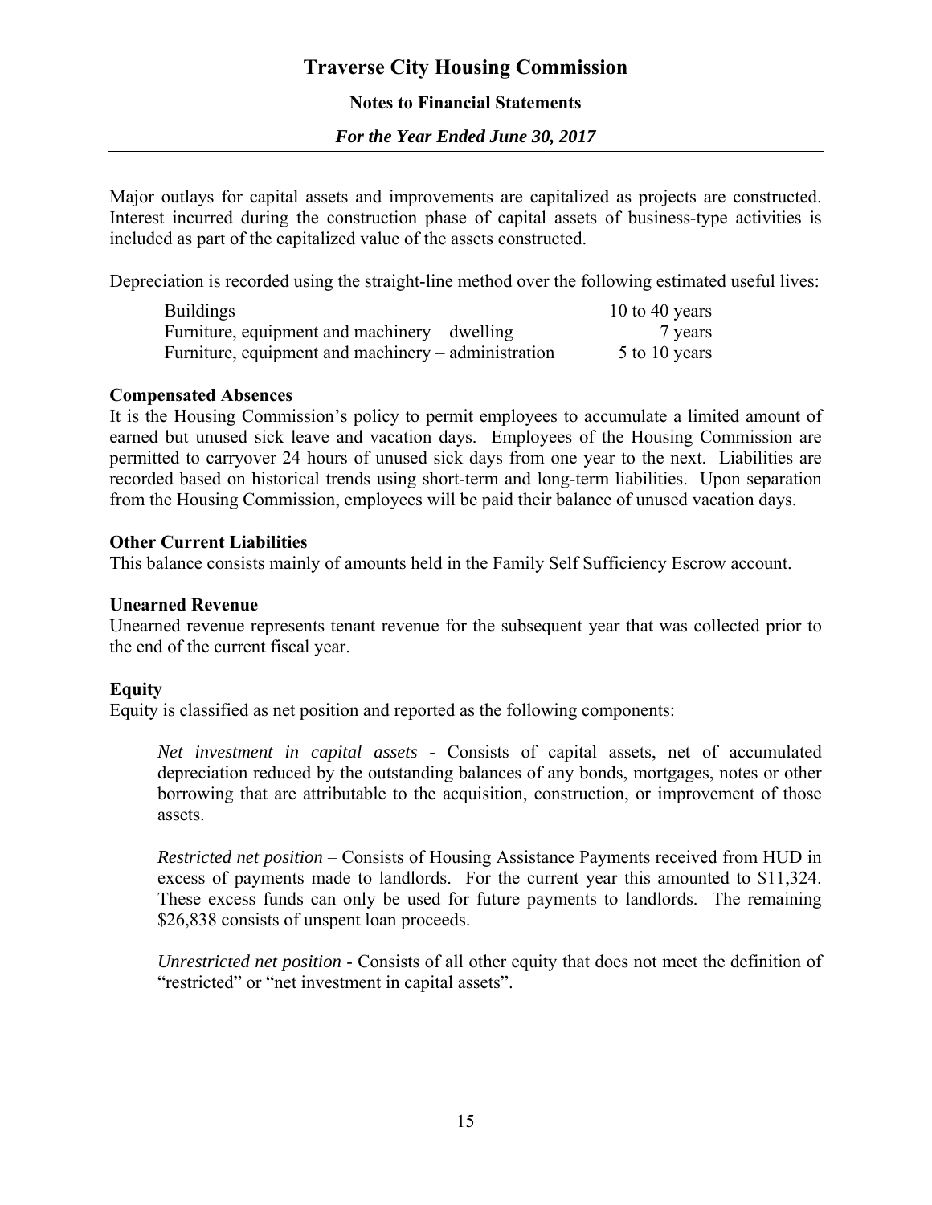Major outlays for capital assets and improvements are capitalized as projects are constructed. Interest incurred during the construction phase of capital assets of business-type activities is included as part of the capitalized value of the assets constructed.

Depreciation is recorded using the straight-line method over the following estimated useful lives:

| | |
|---|---|
| Buildings | 10 to 40 years |
| Furniture, equipment and machinery – dwelling | 7 years |
| Furniture, equipment and machinery – administration | 5 to 10 years |

**Compensated Absences**

It is the Housing Commission's policy to permit employees to accumulate a limited amount of earned but unused sick leave and vacation days. Employees of the Housing Commission are permitted to carryover 24 hours of unused sick days from one year to the next. Liabilities are recorded based on historical trends using short-term and long-term liabilities. Upon separation from the Housing Commission, employees will be paid their balance of unused vacation days.

**Other Current Liabilities**

This balance consists mainly of amounts held in the Family Self Sufficiency Escrow account.

**Unearned Revenue**

Unearned revenue represents tenant revenue for the subsequent year that was collected prior to the end of the current fiscal year.

**Equity**

Equity is classified as net position and reported as the following components:

*Net investment in capital assets* - Consists of capital assets, net of accumulated depreciation reduced by the outstanding balances of any bonds, mortgages, notes or other borrowing that are attributable to the acquisition, construction, or improvement of those assets.

*Restricted net position* – Consists of Housing Assistance Payments received from HUD in excess of payments made to landlords. For the current year this amounted to $11,324. These excess funds can only be used for future payments to landlords. The remaining $26,838 consists of unspent loan proceeds.

*Unrestricted net position* - Consists of all other equity that does not meet the definition of "restricted" or "net investment in capital assets".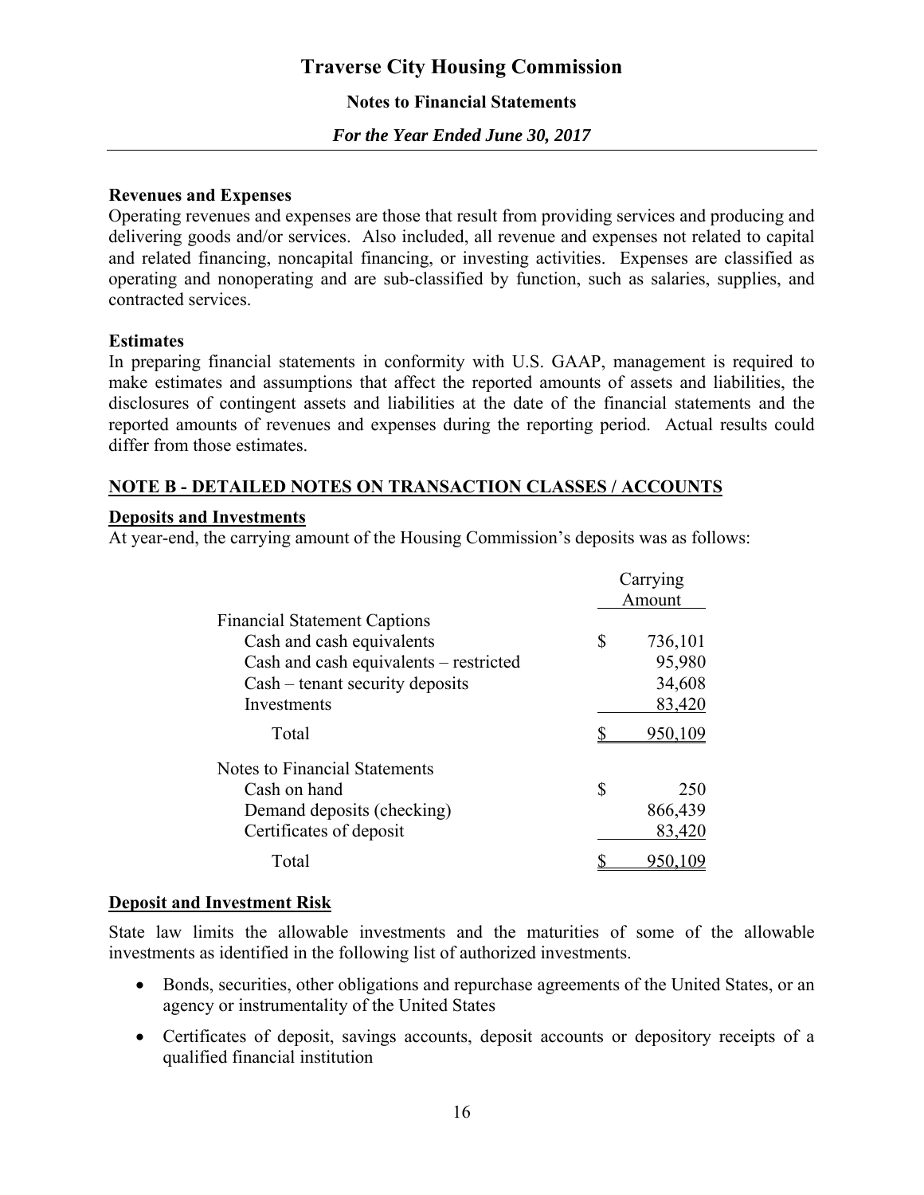**Revenues and Expenses**

Operating revenues and expenses are those that result from providing services and producing and delivering goods and/or services. Also included, all revenue and expenses not related to capital and related financing, noncapital financing, or investing activities. Expenses are classified as operating and nonoperating and are sub-classified by function, such as salaries, supplies, and contracted services.

**Estimates**

In preparing financial statements in conformity with U.S. GAAP, management is required to make estimates and assumptions that affect the reported amounts of assets and liabilities, the disclosures of contingent assets and liabilities at the date of the financial statements and the reported amounts of revenues and expenses during the reporting period. Actual results could differ from those estimates.

## NOTE B - DETAILED NOTES ON TRANSACTION CLASSES / ACCOUNTS

**Deposits and Investments**

At year-end, the carrying amount of the Housing Commission's deposits was as follows:

| | Carrying Amount |
|---|---|
| Financial Statement Captions | |
| Cash and cash equivalents | $ 736,101 |
| Cash and cash equivalents – restricted | 95,980 |
| Cash – tenant security deposits | 34,608 |
| Investments | 83,420 |
| Total | $ 950,109 |
| Notes to Financial Statements | |
| Cash on hand | $ 250 |
| Demand deposits (checking) | 866,439 |
| Certificates of deposit | 83,420 |
| Total | $ 950,109 |

**Deposit and Investment Risk**

State law limits the allowable investments and the maturities of some of the allowable investments as identified in the following list of authorized investments.

- Bonds, securities, other obligations and repurchase agreements of the United States, or an agency or instrumentality of the United States
- Certificates of deposit, savings accounts, deposit accounts or depository receipts of a qualified financial institution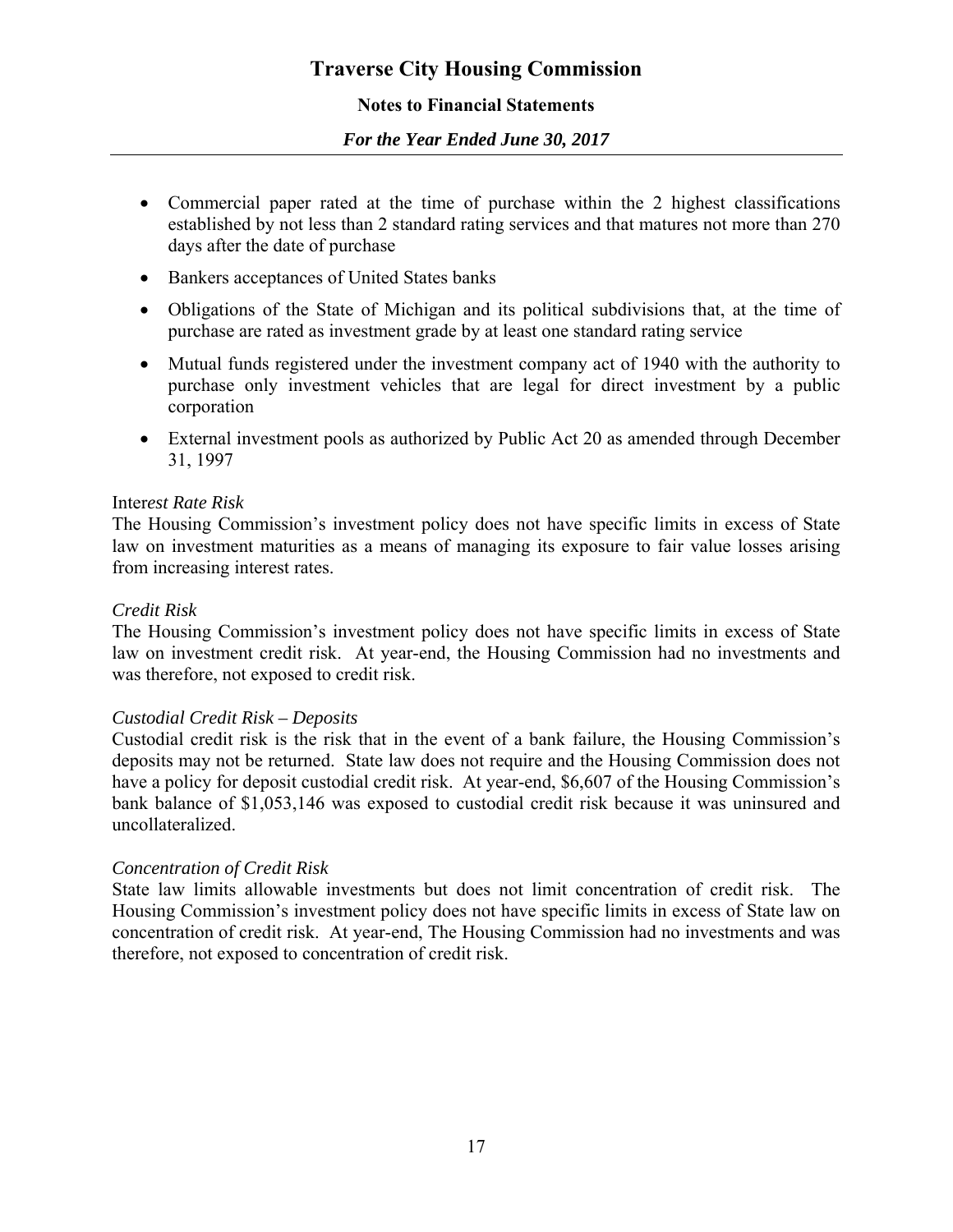- Commercial paper rated at the time of purchase within the 2 highest classifications established by not less than 2 standard rating services and that matures not more than 270 days after the date of purchase
- Bankers acceptances of United States banks
- Obligations of the State of Michigan and its political subdivisions that, at the time of purchase are rated as investment grade by at least one standard rating service
- Mutual funds registered under the investment company act of 1940 with the authority to purchase only investment vehicles that are legal for direct investment by a public corporation
- External investment pools as authorized by Public Act 20 as amended through December 31, 1997

Inter*est Rate Risk*
The Housing Commission's investment policy does not have specific limits in excess of State law on investment maturities as a means of managing its exposure to fair value losses arising from increasing interest rates.

*Credit Risk*
The Housing Commission's investment policy does not have specific limits in excess of State law on investment credit risk. At year-end, the Housing Commission had no investments and was therefore, not exposed to credit risk.

*Custodial Credit Risk – Deposits*
Custodial credit risk is the risk that in the event of a bank failure, the Housing Commission's deposits may not be returned. State law does not require and the Housing Commission does not have a policy for deposit custodial credit risk. At year-end, $6,607 of the Housing Commission's bank balance of $1,053,146 was exposed to custodial credit risk because it was uninsured and uncollateralized.

*Concentration of Credit Risk*
State law limits allowable investments but does not limit concentration of credit risk. The Housing Commission's investment policy does not have specific limits in excess of State law on concentration of credit risk. At year-end, The Housing Commission had no investments and was therefore, not exposed to concentration of credit risk.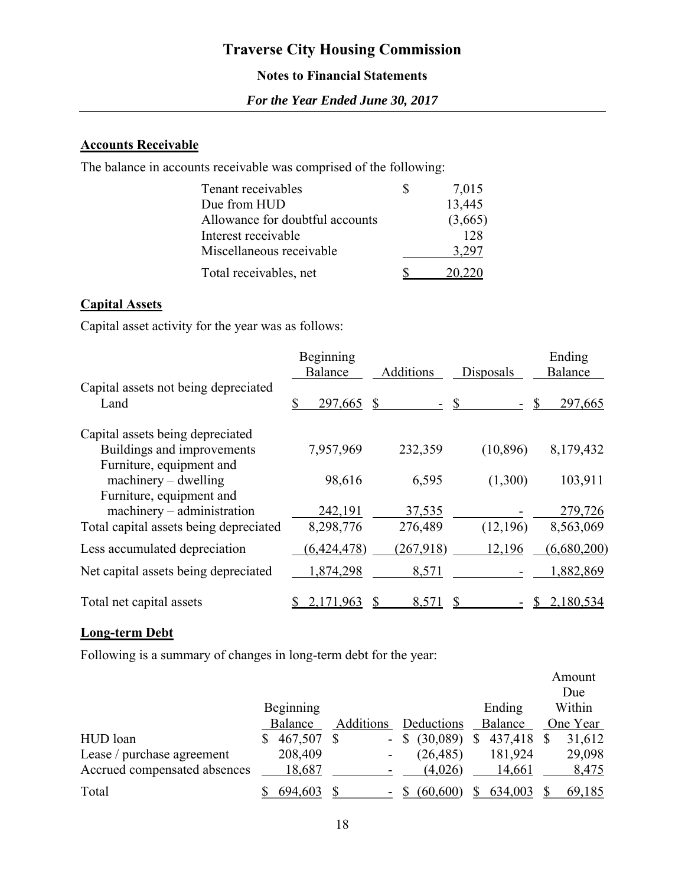# Traverse City Housing Commission

**Notes to Financial Statements**

***For the Year Ended June 30, 2017***

## Accounts Receivable

The balance in accounts receivable was comprised of the following:

| | |
|---|---|
| Tenant receivables | $ 7,015 |
| Due from HUD | 13,445 |
| Allowance for doubtful accounts | (3,665) |
| Interest receivable | 128 |
| Miscellaneous receivable | 3,297 |
| Total receivables, net | $ 20,220 |

## Capital Assets

Capital asset activity for the year was as follows:

| | Beginning Balance | Additions | Disposals | Ending Balance |
|---|---|---|---|---|
| Capital assets not being depreciated | | | | |
| Land | $ 297,665 | $ - | $ - | $ 297,665 |
| Capital assets being depreciated | | | | |
| Buildings and improvements | 7,957,969 | 232,359 | (10,896) | 8,179,432 |
| Furniture, equipment and machinery – dwelling | 98,616 | 6,595 | (1,300) | 103,911 |
| Furniture, equipment and machinery – administration | 242,191 | 37,535 | - | 279,726 |
| Total capital assets being depreciated | 8,298,776 | 276,489 | (12,196) | 8,563,069 |
| Less accumulated depreciation | (6,424,478) | (267,918) | 12,196 | (6,680,200) |
| Net capital assets being depreciated | 1,874,298 | 8,571 | - | 1,882,869 |
| Total net capital assets | $ 2,171,963 | $ 8,571 | $ - | $ 2,180,534 |

## Long-term Debt

Following is a summary of changes in long-term debt for the year:

| | Beginning Balance | Additions | Deductions | Ending Balance | Amount Due Within One Year |
|---|---|---|---|---|---|
| HUD loan | $ 467,507 | $ - | $ (30,089) | $ 437,418 | $ 31,612 |
| Lease / purchase agreement | 208,409 | - | (26,485) | 181,924 | 29,098 |
| Accrued compensated absences | 18,687 | - | (4,026) | 14,661 | 8,475 |
| Total | $ 694,603 | $ - | $ (60,600) | $ 634,003 | $ 69,185 |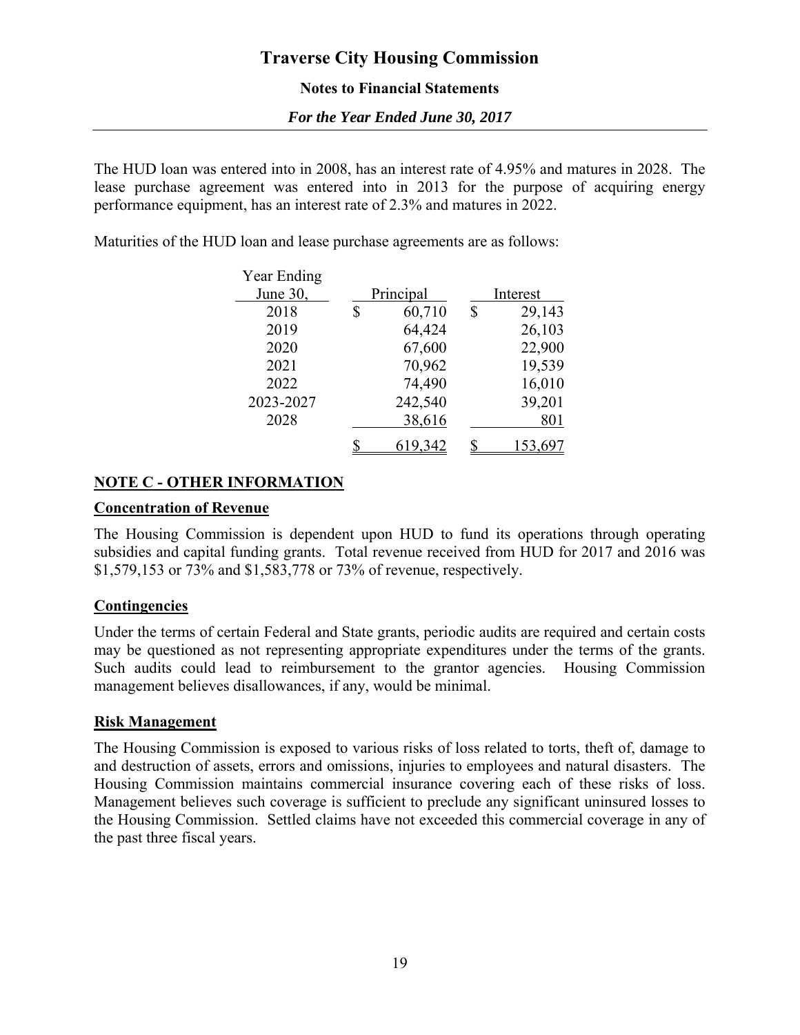The HUD loan was entered into in 2008, has an interest rate of 4.95% and matures in 2028. The lease purchase agreement was entered into in 2013 for the purpose of acquiring energy performance equipment, has an interest rate of 2.3% and matures in 2022.

Maturities of the HUD loan and lease purchase agreements are as follows:

| Year Ending June 30, | Principal | Interest |
|---|---|---|
| 2018 | $ 60,710 | $ 29,143 |
| 2019 | 64,424 | 26,103 |
| 2020 | 67,600 | 22,900 |
| 2021 | 70,962 | 19,539 |
| 2022 | 74,490 | 16,010 |
| 2023-2027 | 242,540 | 39,201 |
| 2028 | 38,616 | 801 |
| | $ 619,342 | $ 153,697 |

## NOTE C - OTHER INFORMATION

### Concentration of Revenue

The Housing Commission is dependent upon HUD to fund its operations through operating subsidies and capital funding grants. Total revenue received from HUD for 2017 and 2016 was $1,579,153 or 73% and $1,583,778 or 73% of revenue, respectively.

### Contingencies

Under the terms of certain Federal and State grants, periodic audits are required and certain costs may be questioned as not representing appropriate expenditures under the terms of the grants. Such audits could lead to reimbursement to the grantor agencies. Housing Commission management believes disallowances, if any, would be minimal.

### Risk Management

The Housing Commission is exposed to various risks of loss related to torts, theft of, damage to and destruction of assets, errors and omissions, injuries to employees and natural disasters. The Housing Commission maintains commercial insurance covering each of these risks of loss. Management believes such coverage is sufficient to preclude any significant uninsured losses to the Housing Commission. Settled claims have not exceeded this commercial coverage in any of the past three fiscal years.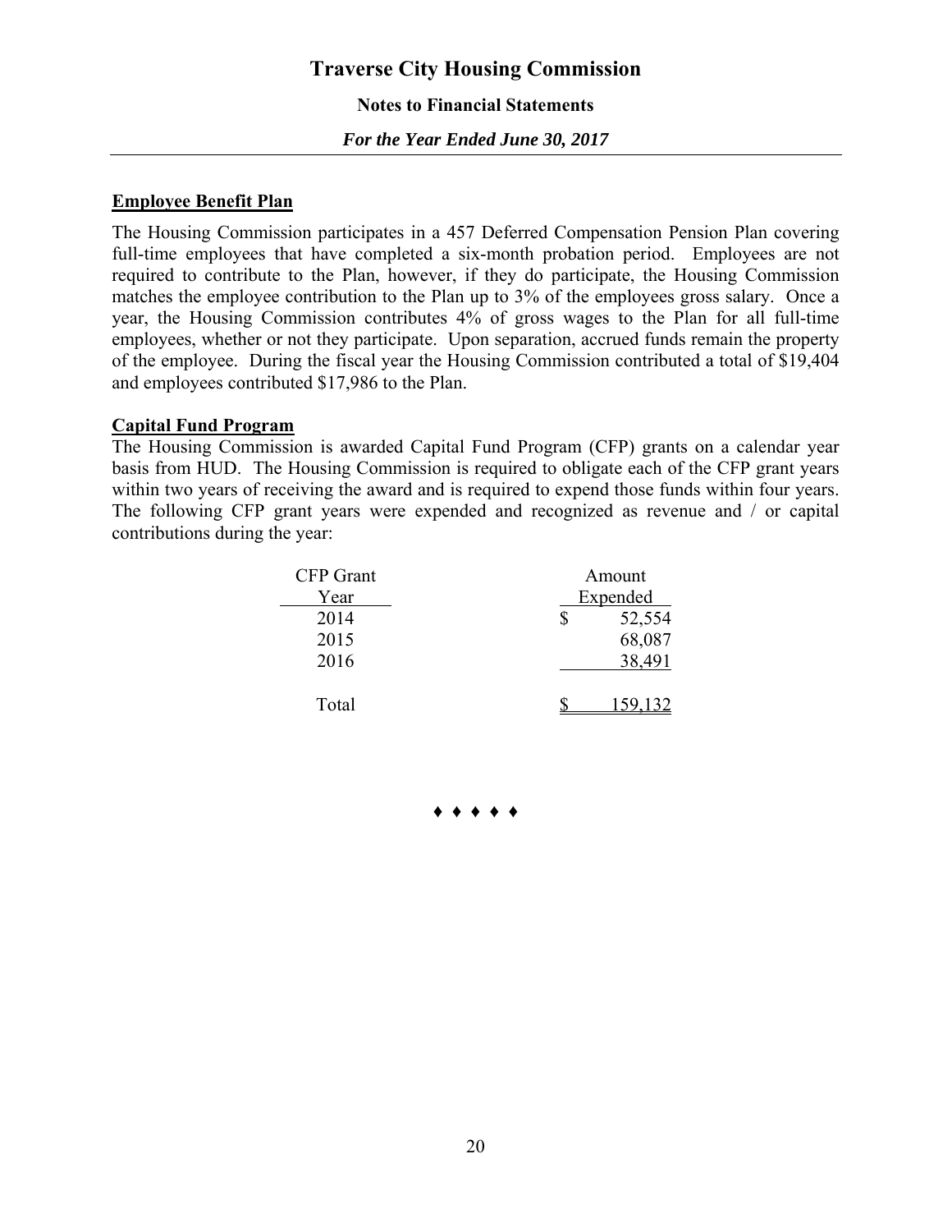# Traverse City Housing Commission

## Notes to Financial Statements

*For the Year Ended June 30, 2017*

**Employee Benefit Plan**

The Housing Commission participates in a 457 Deferred Compensation Pension Plan covering full-time employees that have completed a six-month probation period. Employees are not required to contribute to the Plan, however, if they do participate, the Housing Commission matches the employee contribution to the Plan up to 3% of the employees gross salary. Once a year, the Housing Commission contributes 4% of gross wages to the Plan for all full-time employees, whether or not they participate. Upon separation, accrued funds remain the property of the employee. During the fiscal year the Housing Commission contributed a total of $19,404 and employees contributed $17,986 to the Plan.

**Capital Fund Program**

The Housing Commission is awarded Capital Fund Program (CFP) grants on a calendar year basis from HUD. The Housing Commission is required to obligate each of the CFP grant years within two years of receiving the award and is required to expend those funds within four years. The following CFP grant years were expended and recognized as revenue and / or capital contributions during the year:

| CFP Grant Year | Amount Expended |
|---|---|
| 2014 | $ 52,554 |
| 2015 | 68,087 |
| 2016 | 38,491 |
| Total | $ 159,132 |

♦ ♦ ♦ ♦ ♦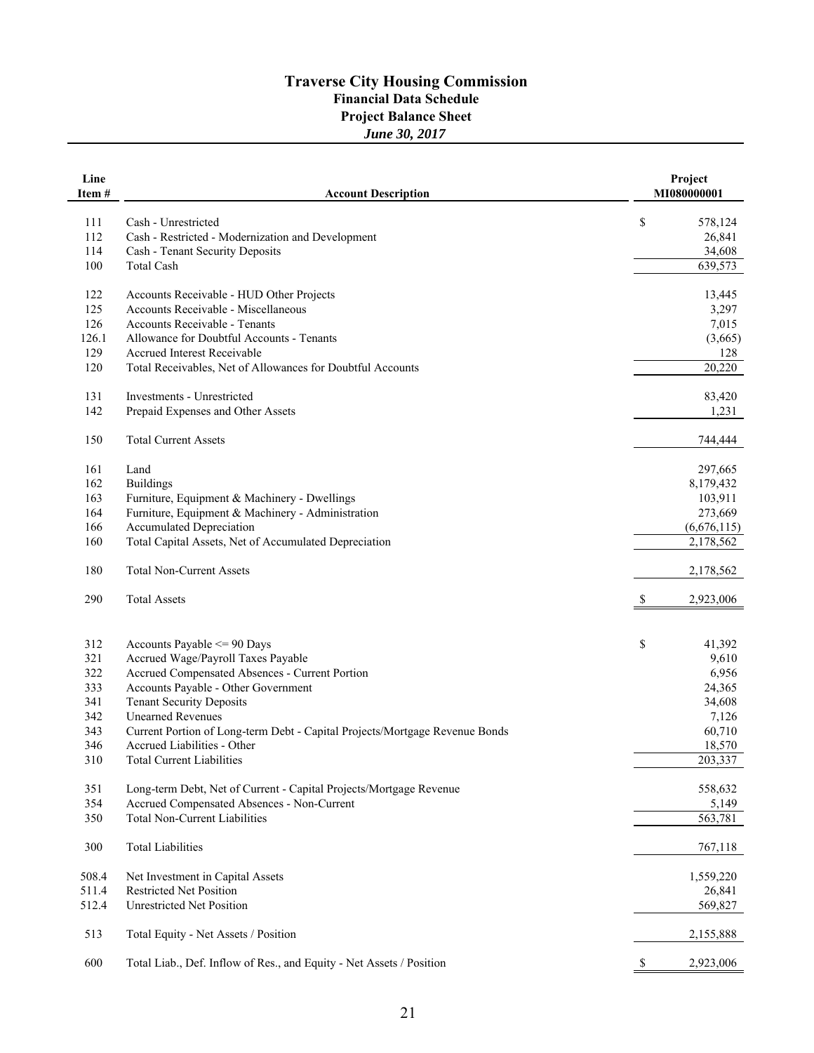# Traverse City Housing Commission

## Financial Data Schedule

## Project Balance Sheet

### *June 30, 2017*

| Line Item # | Account Description | Project MI080000001 |
|---|---|---|
| 111 | Cash - Unrestricted | $ 578,124 |
| 112 | Cash - Restricted - Modernization and Development | 26,841 |
| 114 | Cash - Tenant Security Deposits | 34,608 |
| 100 | Total Cash | 639,573 |
| | | |
| 122 | Accounts Receivable - HUD Other Projects | 13,445 |
| 125 | Accounts Receivable - Miscellaneous | 3,297 |
| 126 | Accounts Receivable - Tenants | 7,015 |
| 126.1 | Allowance for Doubtful Accounts - Tenants | (3,665) |
| 129 | Accrued Interest Receivable | 128 |
| 120 | Total Receivables, Net of Allowances for Doubtful Accounts | 20,220 |
| | | |
| 131 | Investments - Unrestricted | 83,420 |
| 142 | Prepaid Expenses and Other Assets | 1,231 |
| | | |
| 150 | Total Current Assets | 744,444 |
| | | |
| 161 | Land | 297,665 |
| 162 | Buildings | 8,179,432 |
| 163 | Furniture, Equipment & Machinery - Dwellings | 103,911 |
| 164 | Furniture, Equipment & Machinery - Administration | 273,669 |
| 166 | Accumulated Depreciation | (6,676,115) |
| 160 | Total Capital Assets, Net of Accumulated Depreciation | 2,178,562 |
| | | |
| 180 | Total Non-Current Assets | 2,178,562 |
| | | |
| 290 | Total Assets | $ 2,923,006 |
| | | |
| 312 | Accounts Payable <= 90 Days | $ 41,392 |
| 321 | Accrued Wage/Payroll Taxes Payable | 9,610 |
| 322 | Accrued Compensated Absences - Current Portion | 6,956 |
| 333 | Accounts Payable - Other Government | 24,365 |
| 341 | Tenant Security Deposits | 34,608 |
| 342 | Unearned Revenues | 7,126 |
| 343 | Current Portion of Long-term Debt - Capital Projects/Mortgage Revenue Bonds | 60,710 |
| 346 | Accrued Liabilities - Other | 18,570 |
| 310 | Total Current Liabilities | 203,337 |
| | | |
| 351 | Long-term Debt, Net of Current - Capital Projects/Mortgage Revenue | 558,632 |
| 354 | Accrued Compensated Absences - Non-Current | 5,149 |
| 350 | Total Non-Current Liabilities | 563,781 |
| | | |
| 300 | Total Liabilities | 767,118 |
| | | |
| 508.4 | Net Investment in Capital Assets | 1,559,220 |
| 511.4 | Restricted Net Position | 26,841 |
| 512.4 | Unrestricted Net Position | 569,827 |
| | | |
| 513 | Total Equity - Net Assets / Position | 2,155,888 |
| | | |
| 600 | Total Liab., Def. Inflow of Res., and Equity - Net Assets / Position | $ 2,923,006 |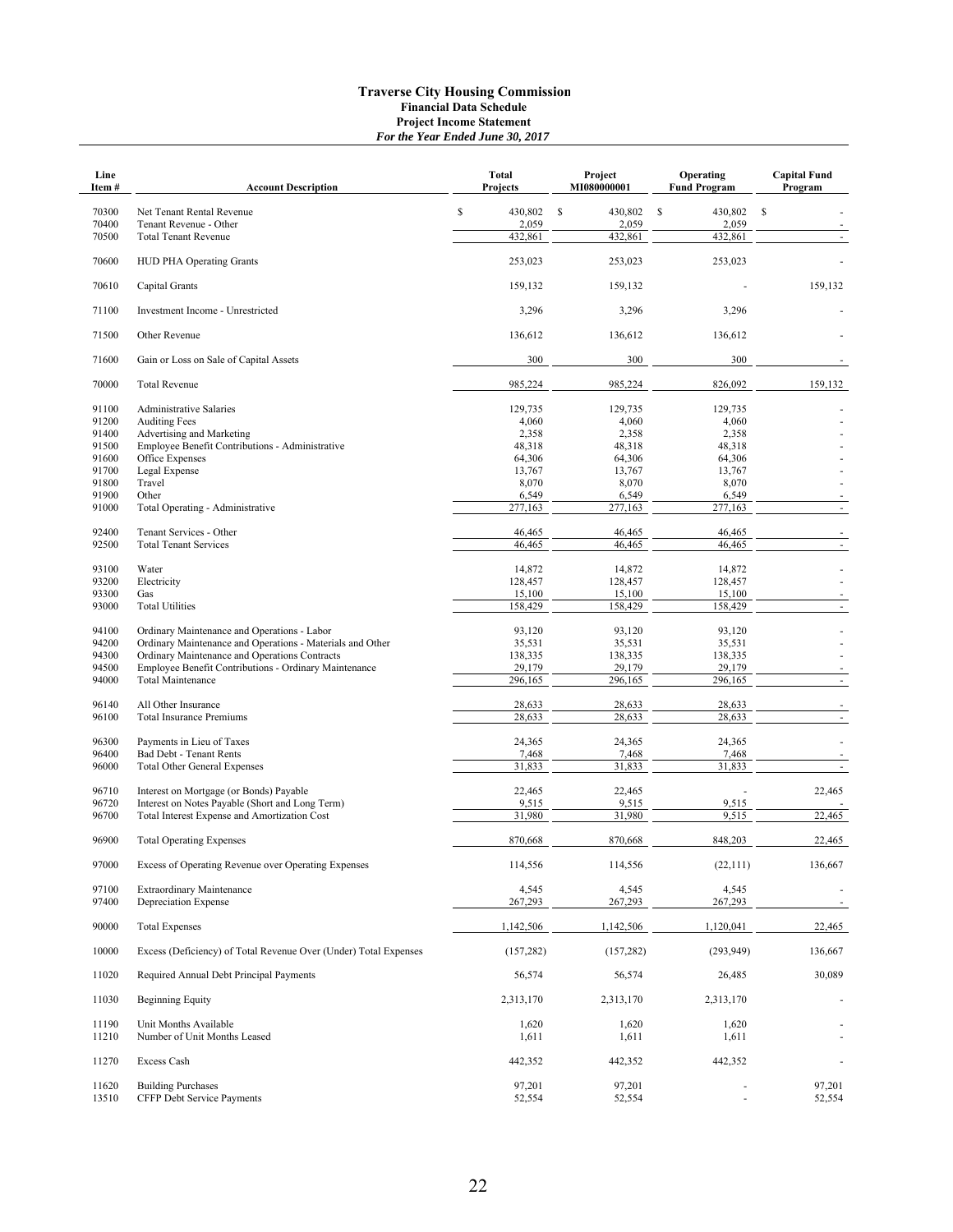# Traverse City Housing Commission

## Financial Data Schedule

## Project Income Statement

***For the Year Ended June 30, 2017***

| Line Item # | Account Description | Total Projects | Project MI080000001 | Operating Fund Program | Capital Fund Program |
|---|---|---|---|---|---|
| 70300 | Net Tenant Rental Revenue | $ 430,802 | $ 430,802 | $ 430,802 | $ - |
| 70400 | Tenant Revenue - Other | 2,059 | 2,059 | 2,059 | - |
| 70500 | Total Tenant Revenue | 432,861 | 432,861 | 432,861 | - |
| 70600 | HUD PHA Operating Grants | 253,023 | 253,023 | 253,023 | - |
| 70610 | Capital Grants | 159,132 | 159,132 | - | 159,132 |
| 71100 | Investment Income - Unrestricted | 3,296 | 3,296 | 3,296 | - |
| 71500 | Other Revenue | 136,612 | 136,612 | 136,612 | - |
| 71600 | Gain or Loss on Sale of Capital Assets | 300 | 300 | 300 | - |
| 70000 | Total Revenue | 985,224 | 985,224 | 826,092 | 159,132 |
| 91100 | Administrative Salaries | 129,735 | 129,735 | 129,735 | - |
| 91200 | Auditing Fees | 4,060 | 4,060 | 4,060 | - |
| 91400 | Advertising and Marketing | 2,358 | 2,358 | 2,358 | - |
| 91500 | Employee Benefit Contributions - Administrative | 48,318 | 48,318 | 48,318 | - |
| 91600 | Office Expenses | 64,306 | 64,306 | 64,306 | - |
| 91700 | Legal Expense | 13,767 | 13,767 | 13,767 | - |
| 91800 | Travel | 8,070 | 8,070 | 8,070 | - |
| 91900 | Other | 6,549 | 6,549 | 6,549 | - |
| 91000 | Total Operating - Administrative | 277,163 | 277,163 | 277,163 | - |
| 92400 | Tenant Services - Other | 46,465 | 46,465 | 46,465 | - |
| 92500 | Total Tenant Services | 46,465 | 46,465 | 46,465 | - |
| 93100 | Water | 14,872 | 14,872 | 14,872 | - |
| 93200 | Electricity | 128,457 | 128,457 | 128,457 | - |
| 93300 | Gas | 15,100 | 15,100 | 15,100 | - |
| 93000 | Total Utilities | 158,429 | 158,429 | 158,429 | - |
| 94100 | Ordinary Maintenance and Operations - Labor | 93,120 | 93,120 | 93,120 | - |
| 94200 | Ordinary Maintenance and Operations - Materials and Other | 35,531 | 35,531 | 35,531 | - |
| 94300 | Ordinary Maintenance and Operations Contracts | 138,335 | 138,335 | 138,335 | - |
| 94500 | Employee Benefit Contributions - Ordinary Maintenance | 29,179 | 29,179 | 29,179 | - |
| 94000 | Total Maintenance | 296,165 | 296,165 | 296,165 | - |
| 96140 | All Other Insurance | 28,633 | 28,633 | 28,633 | - |
| 96100 | Total Insurance Premiums | 28,633 | 28,633 | 28,633 | - |
| 96300 | Payments in Lieu of Taxes | 24,365 | 24,365 | 24,365 | - |
| 96400 | Bad Debt - Tenant Rents | 7,468 | 7,468 | 7,468 | - |
| 96000 | Total Other General Expenses | 31,833 | 31,833 | 31,833 | - |
| 96710 | Interest on Mortgage (or Bonds) Payable | 22,465 | 22,465 | - | 22,465 |
| 96720 | Interest on Notes Payable (Short and Long Term) | 9,515 | 9,515 | 9,515 | - |
| 96700 | Total Interest Expense and Amortization Cost | 31,980 | 31,980 | 9,515 | 22,465 |
| 96900 | Total Operating Expenses | 870,668 | 870,668 | 848,203 | 22,465 |
| 97000 | Excess of Operating Revenue over Operating Expenses | 114,556 | 114,556 | (22,111) | 136,667 |
| 97100 | Extraordinary Maintenance | 4,545 | 4,545 | 4,545 | - |
| 97400 | Depreciation Expense | 267,293 | 267,293 | 267,293 | - |
| 90000 | Total Expenses | 1,142,506 | 1,142,506 | 1,120,041 | 22,465 |
| 10000 | Excess (Deficiency) of Total Revenue Over (Under) Total Expenses | (157,282) | (157,282) | (293,949) | 136,667 |
| 11020 | Required Annual Debt Principal Payments | 56,574 | 56,574 | 26,485 | 30,089 |
| 11030 | Beginning Equity | 2,313,170 | 2,313,170 | 2,313,170 | - |
| 11190 | Unit Months Available | 1,620 | 1,620 | 1,620 | - |
| 11210 | Number of Unit Months Leased | 1,611 | 1,611 | 1,611 | - |
| 11270 | Excess Cash | 442,352 | 442,352 | 442,352 | - |
| 11620 | Building Purchases | 97,201 | 97,201 | - | 97,201 |
| 13510 | CFFP Debt Service Payments | 52,554 | 52,554 | - | 52,554 |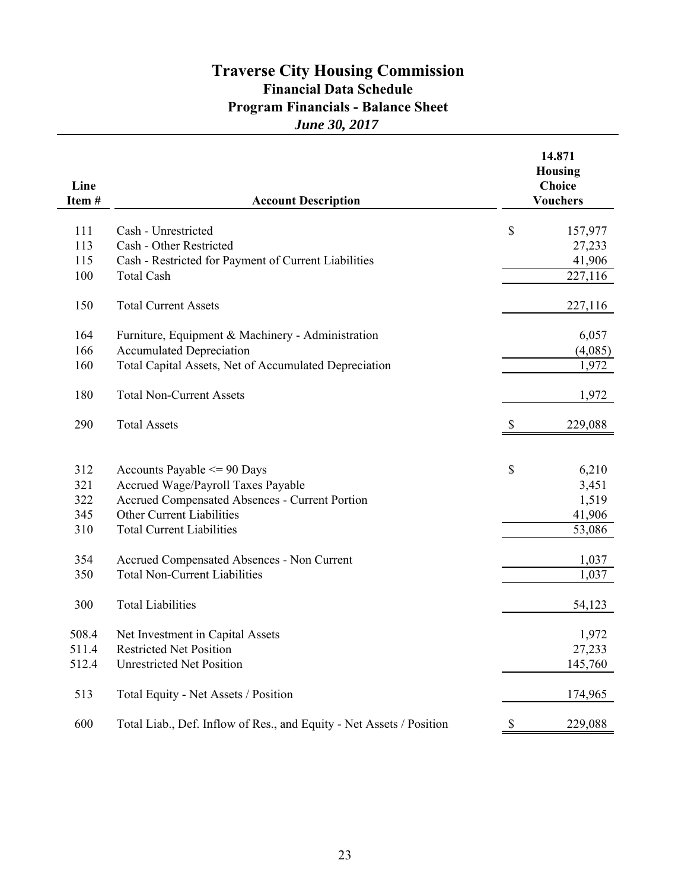# Traverse City Housing Commission

## Financial Data Schedule

## Program Financials - Balance Sheet

***June 30, 2017***

| Line Item # | Account Description | 14.871 Housing Choice Vouchers |
|---|---|---|
| 111 | Cash - Unrestricted | $ 157,977 |
| 113 | Cash - Other Restricted | 27,233 |
| 115 | Cash - Restricted for Payment of Current Liabilities | 41,906 |
| 100 | Total Cash | 227,116 |
| 150 | Total Current Assets | 227,116 |
| 164 | Furniture, Equipment & Machinery - Administration | 6,057 |
| 166 | Accumulated Depreciation | (4,085) |
| 160 | Total Capital Assets, Net of Accumulated Depreciation | 1,972 |
| 180 | Total Non-Current Assets | 1,972 |
| 290 | Total Assets | $ 229,088 |
| 312 | Accounts Payable <= 90 Days | $ 6,210 |
| 321 | Accrued Wage/Payroll Taxes Payable | 3,451 |
| 322 | Accrued Compensated Absences - Current Portion | 1,519 |
| 345 | Other Current Liabilities | 41,906 |
| 310 | Total Current Liabilities | 53,086 |
| 354 | Accrued Compensated Absences - Non Current | 1,037 |
| 350 | Total Non-Current Liabilities | 1,037 |
| 300 | Total Liabilities | 54,123 |
| 508.4 | Net Investment in Capital Assets | 1,972 |
| 511.4 | Restricted Net Position | 27,233 |
| 512.4 | Unrestricted Net Position | 145,760 |
| 513 | Total Equity - Net Assets / Position | 174,965 |
| 600 | Total Liab., Def. Inflow of Res., and Equity - Net Assets / Position | $ 229,088 |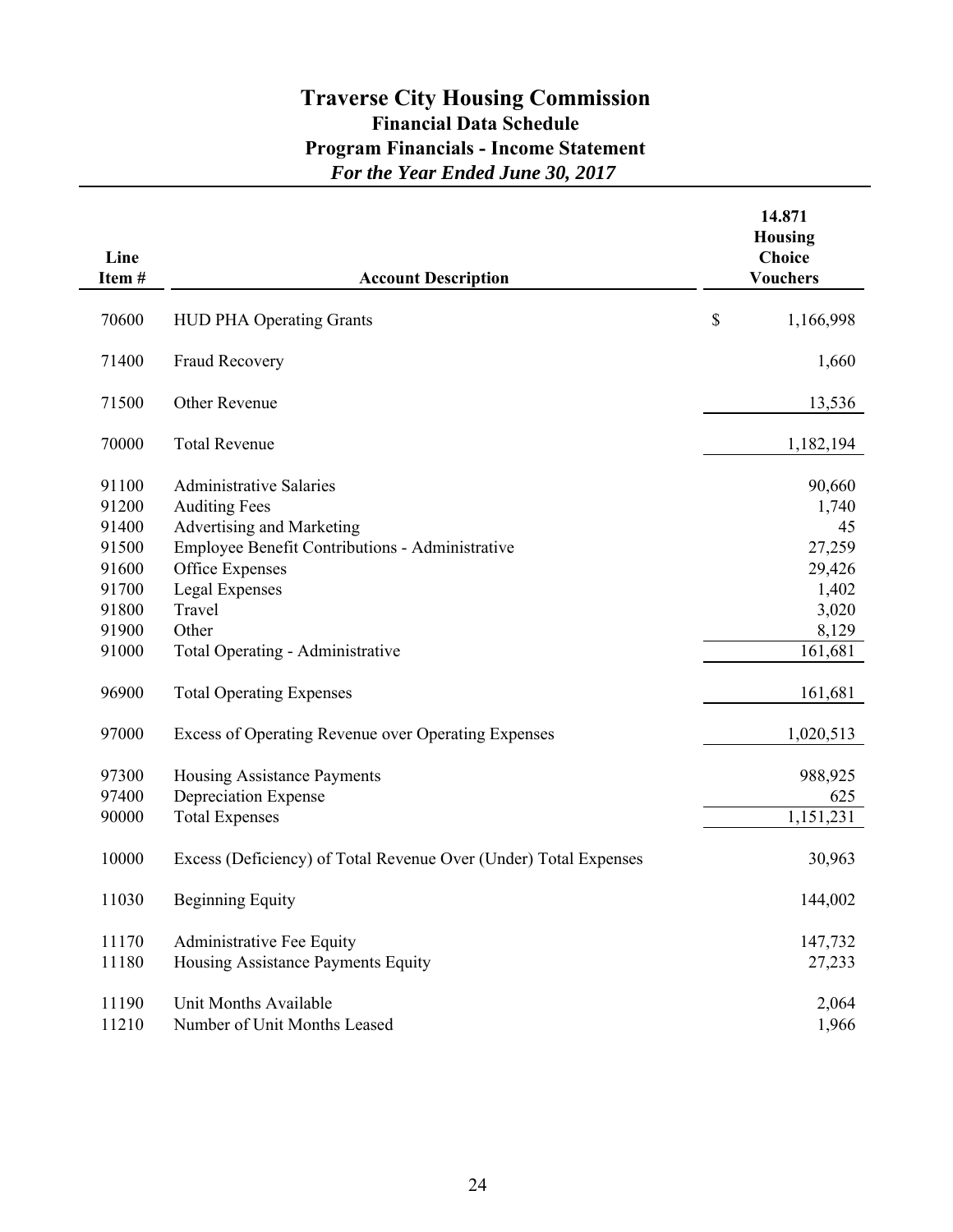# Traverse City Housing Commission

## Financial Data Schedule

## Program Financials - Income Statement

### *For the Year Ended June 30, 2017*

| Line Item # | Account Description | 14.871 Housing Choice Vouchers |
|---|---|---|
| 70600 | HUD PHA Operating Grants | $ 1,166,998 |
| 71400 | Fraud Recovery | 1,660 |
| 71500 | Other Revenue | 13,536 |
| 70000 | Total Revenue | 1,182,194 |
| 91100 | Administrative Salaries | 90,660 |
| 91200 | Auditing Fees | 1,740 |
| 91400 | Advertising and Marketing | 45 |
| 91500 | Employee Benefit Contributions - Administrative | 27,259 |
| 91600 | Office Expenses | 29,426 |
| 91700 | Legal Expenses | 1,402 |
| 91800 | Travel | 3,020 |
| 91900 | Other | 8,129 |
| 91000 | Total Operating - Administrative | 161,681 |
| 96900 | Total Operating Expenses | 161,681 |
| 97000 | Excess of Operating Revenue over Operating Expenses | 1,020,513 |
| 97300 | Housing Assistance Payments | 988,925 |
| 97400 | Depreciation Expense | 625 |
| 90000 | Total Expenses | 1,151,231 |
| 10000 | Excess (Deficiency) of Total Revenue Over (Under) Total Expenses | 30,963 |
| 11030 | Beginning Equity | 144,002 |
| 11170 | Administrative Fee Equity | 147,732 |
| 11180 | Housing Assistance Payments Equity | 27,233 |
| 11190 | Unit Months Available | 2,064 |
| 11210 | Number of Unit Months Leased | 1,966 |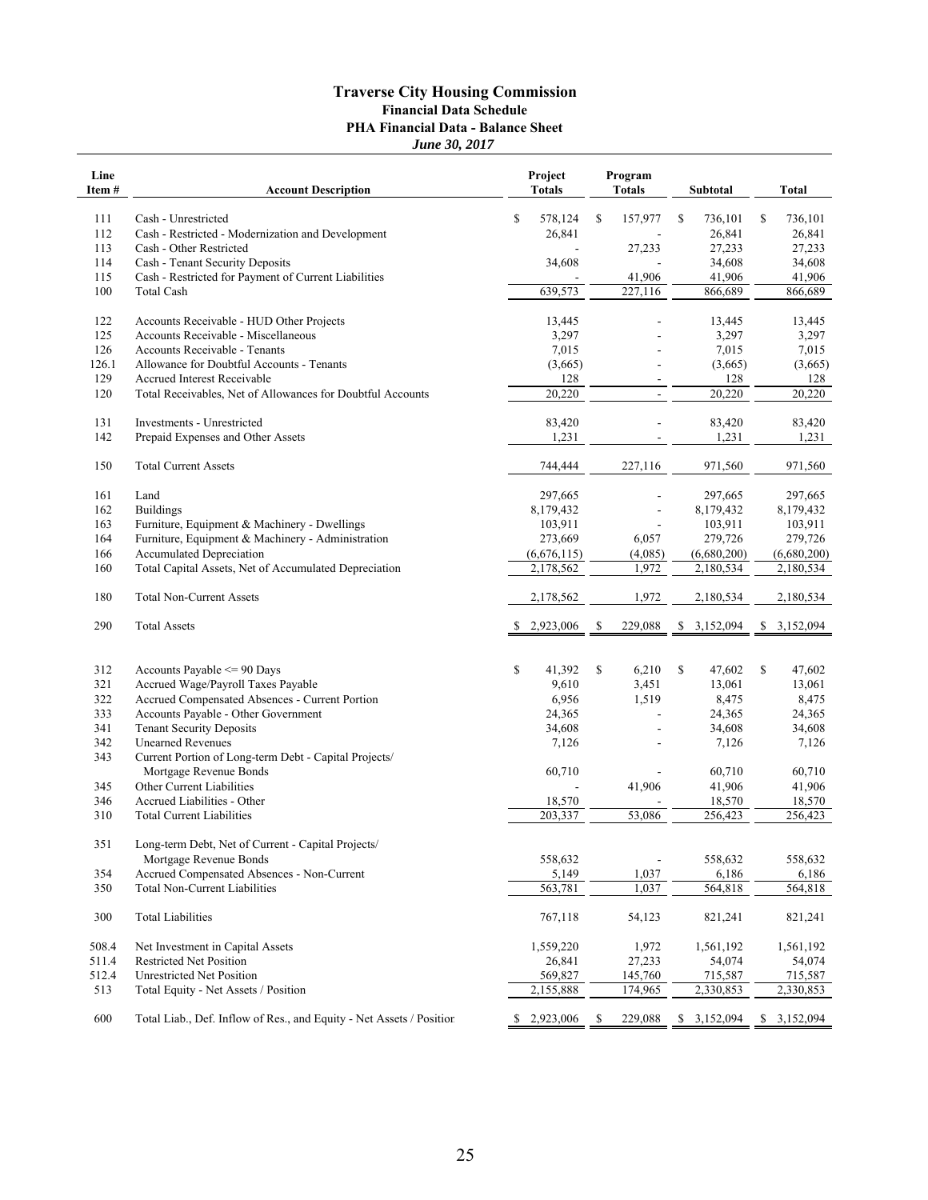# Traverse City Housing Commission

## Financial Data Schedule

### PHA Financial Data - Balance Sheet

***June 30, 2017***

| Line Item # | Account Description | Project Totals | Program Totals | Subtotal | Total |
|---|---|---|---|---|---|
| 111 | Cash - Unrestricted | $ 578,124 | $ 157,977 | $ 736,101 | $ 736,101 |
| 112 | Cash - Restricted - Modernization and Development | 26,841 | - | 26,841 | 26,841 |
| 113 | Cash - Other Restricted | - | 27,233 | 27,233 | 27,233 |
| 114 | Cash - Tenant Security Deposits | 34,608 | - | 34,608 | 34,608 |
| 115 | Cash - Restricted for Payment of Current Liabilities | - | 41,906 | 41,906 | 41,906 |
| 100 | Total Cash | 639,573 | 227,116 | 866,689 | 866,689 |
| | | | | | |
| 122 | Accounts Receivable - HUD Other Projects | 13,445 | - | 13,445 | 13,445 |
| 125 | Accounts Receivable - Miscellaneous | 3,297 | - | 3,297 | 3,297 |
| 126 | Accounts Receivable - Tenants | 7,015 | - | 7,015 | 7,015 |
| 126.1 | Allowance for Doubtful Accounts - Tenants | (3,665) | - | (3,665) | (3,665) |
| 129 | Accrued Interest Receivable | 128 | - | 128 | 128 |
| 120 | Total Receivables, Net of Allowances for Doubtful Accounts | 20,220 | - | 20,220 | 20,220 |
| | | | | | |
| 131 | Investments - Unrestricted | 83,420 | - | 83,420 | 83,420 |
| 142 | Prepaid Expenses and Other Assets | 1,231 | - | 1,231 | 1,231 |
| | | | | | |
| 150 | Total Current Assets | 744,444 | 227,116 | 971,560 | 971,560 |
| | | | | | |
| 161 | Land | 297,665 | - | 297,665 | 297,665 |
| 162 | Buildings | 8,179,432 | - | 8,179,432 | 8,179,432 |
| 163 | Furniture, Equipment & Machinery - Dwellings | 103,911 | - | 103,911 | 103,911 |
| 164 | Furniture, Equipment & Machinery - Administration | 273,669 | 6,057 | 279,726 | 279,726 |
| 166 | Accumulated Depreciation | (6,676,115) | (4,085) | (6,680,200) | (6,680,200) |
| 160 | Total Capital Assets, Net of Accumulated Depreciation | 2,178,562 | 1,972 | 2,180,534 | 2,180,534 |
| | | | | | |
| 180 | Total Non-Current Assets | 2,178,562 | 1,972 | 2,180,534 | 2,180,534 |
| | | | | | |
| 290 | Total Assets | $ 2,923,006 | $ 229,088 | $ 3,152,094 | $ 3,152,094 |
| | | | | | |
| 312 | Accounts Payable <= 90 Days | $ 41,392 | $ 6,210 | $ 47,602 | $ 47,602 |
| 321 | Accrued Wage/Payroll Taxes Payable | 9,610 | 3,451 | 13,061 | 13,061 |
| 322 | Accrued Compensated Absences - Current Portion | 6,956 | 1,519 | 8,475 | 8,475 |
| 333 | Accounts Payable - Other Government | 24,365 | - | 24,365 | 24,365 |
| 341 | Tenant Security Deposits | 34,608 | - | 34,608 | 34,608 |
| 342 | Unearned Revenues | 7,126 | - | 7,126 | 7,126 |
| 343 | Current Portion of Long-term Debt - Capital Projects/ Mortgage Revenue Bonds | 60,710 | - | 60,710 | 60,710 |
| 345 | Other Current Liabilities | - | 41,906 | 41,906 | 41,906 |
| 346 | Accrued Liabilities - Other | 18,570 | - | 18,570 | 18,570 |
| 310 | Total Current Liabilities | 203,337 | 53,086 | 256,423 | 256,423 |
| | | | | | |
| 351 | Long-term Debt, Net of Current - Capital Projects/ Mortgage Revenue Bonds | 558,632 | - | 558,632 | 558,632 |
| 354 | Accrued Compensated Absences - Non-Current | 5,149 | 1,037 | 6,186 | 6,186 |
| 350 | Total Non-Current Liabilities | 563,781 | 1,037 | 564,818 | 564,818 |
| | | | | | |
| 300 | Total Liabilities | 767,118 | 54,123 | 821,241 | 821,241 |
| | | | | | |
| 508.4 | Net Investment in Capital Assets | 1,559,220 | 1,972 | 1,561,192 | 1,561,192 |
| 511.4 | Restricted Net Position | 26,841 | 27,233 | 54,074 | 54,074 |
| 512.4 | Unrestricted Net Position | 569,827 | 145,760 | 715,587 | 715,587 |
| 513 | Total Equity - Net Assets / Position | 2,155,888 | 174,965 | 2,330,853 | 2,330,853 |
| | | | | | |
| 600 | Total Liab., Def. Inflow of Res., and Equity - Net Assets / Position | $ 2,923,006 | $ 229,088 | $ 3,152,094 | $ 3,152,094 |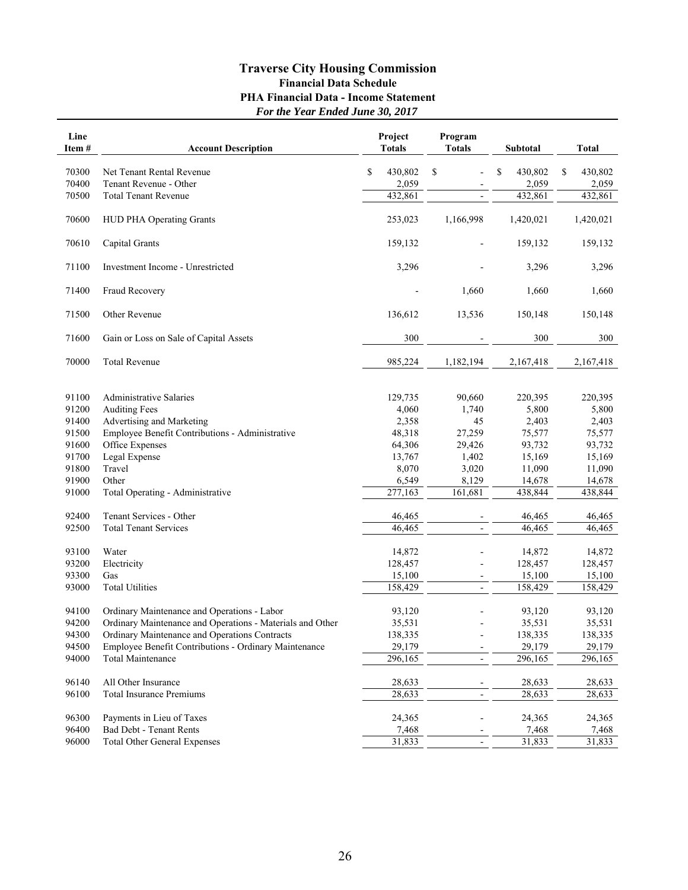# Traverse City Housing Commission

## Financial Data Schedule

### PHA Financial Data - Income Statement

***For the Year Ended June 30, 2017***

| Line Item # | Account Description | Project Totals | Program Totals | Subtotal | Total |
|---|---|---|---|---|---|
| 70300 | Net Tenant Rental Revenue | $ 430,802 | $ - | $ 430,802 | $ 430,802 |
| 70400 | Tenant Revenue - Other | 2,059 | - | 2,059 | 2,059 |
| 70500 | Total Tenant Revenue | 432,861 | - | 432,861 | 432,861 |
| 70600 | HUD PHA Operating Grants | 253,023 | 1,166,998 | 1,420,021 | 1,420,021 |
| 70610 | Capital Grants | 159,132 | - | 159,132 | 159,132 |
| 71100 | Investment Income - Unrestricted | 3,296 | - | 3,296 | 3,296 |
| 71400 | Fraud Recovery | - | 1,660 | 1,660 | 1,660 |
| 71500 | Other Revenue | 136,612 | 13,536 | 150,148 | 150,148 |
| 71600 | Gain or Loss on Sale of Capital Assets | 300 | - | 300 | 300 |
| 70000 | Total Revenue | 985,224 | 1,182,194 | 2,167,418 | 2,167,418 |
| 91100 | Administrative Salaries | 129,735 | 90,660 | 220,395 | 220,395 |
| 91200 | Auditing Fees | 4,060 | 1,740 | 5,800 | 5,800 |
| 91400 | Advertising and Marketing | 2,358 | 45 | 2,403 | 2,403 |
| 91500 | Employee Benefit Contributions - Administrative | 48,318 | 27,259 | 75,577 | 75,577 |
| 91600 | Office Expenses | 64,306 | 29,426 | 93,732 | 93,732 |
| 91700 | Legal Expense | 13,767 | 1,402 | 15,169 | 15,169 |
| 91800 | Travel | 8,070 | 3,020 | 11,090 | 11,090 |
| 91900 | Other | 6,549 | 8,129 | 14,678 | 14,678 |
| 91000 | Total Operating - Administrative | 277,163 | 161,681 | 438,844 | 438,844 |
| 92400 | Tenant Services - Other | 46,465 | - | 46,465 | 46,465 |
| 92500 | Total Tenant Services | 46,465 | - | 46,465 | 46,465 |
| 93100 | Water | 14,872 | - | 14,872 | 14,872 |
| 93200 | Electricity | 128,457 | - | 128,457 | 128,457 |
| 93300 | Gas | 15,100 | - | 15,100 | 15,100 |
| 93000 | Total Utilities | 158,429 | - | 158,429 | 158,429 |
| 94100 | Ordinary Maintenance and Operations - Labor | 93,120 | - | 93,120 | 93,120 |
| 94200 | Ordinary Maintenance and Operations - Materials and Other | 35,531 | - | 35,531 | 35,531 |
| 94300 | Ordinary Maintenance and Operations Contracts | 138,335 | - | 138,335 | 138,335 |
| 94500 | Employee Benefit Contributions - Ordinary Maintenance | 29,179 | - | 29,179 | 29,179 |
| 94000 | Total Maintenance | 296,165 | - | 296,165 | 296,165 |
| 96140 | All Other Insurance | 28,633 | - | 28,633 | 28,633 |
| 96100 | Total Insurance Premiums | 28,633 | - | 28,633 | 28,633 |
| 96300 | Payments in Lieu of Taxes | 24,365 | - | 24,365 | 24,365 |
| 96400 | Bad Debt - Tenant Rents | 7,468 | - | 7,468 | 7,468 |
| 96000 | Total Other General Expenses | 31,833 | - | 31,833 | 31,833 |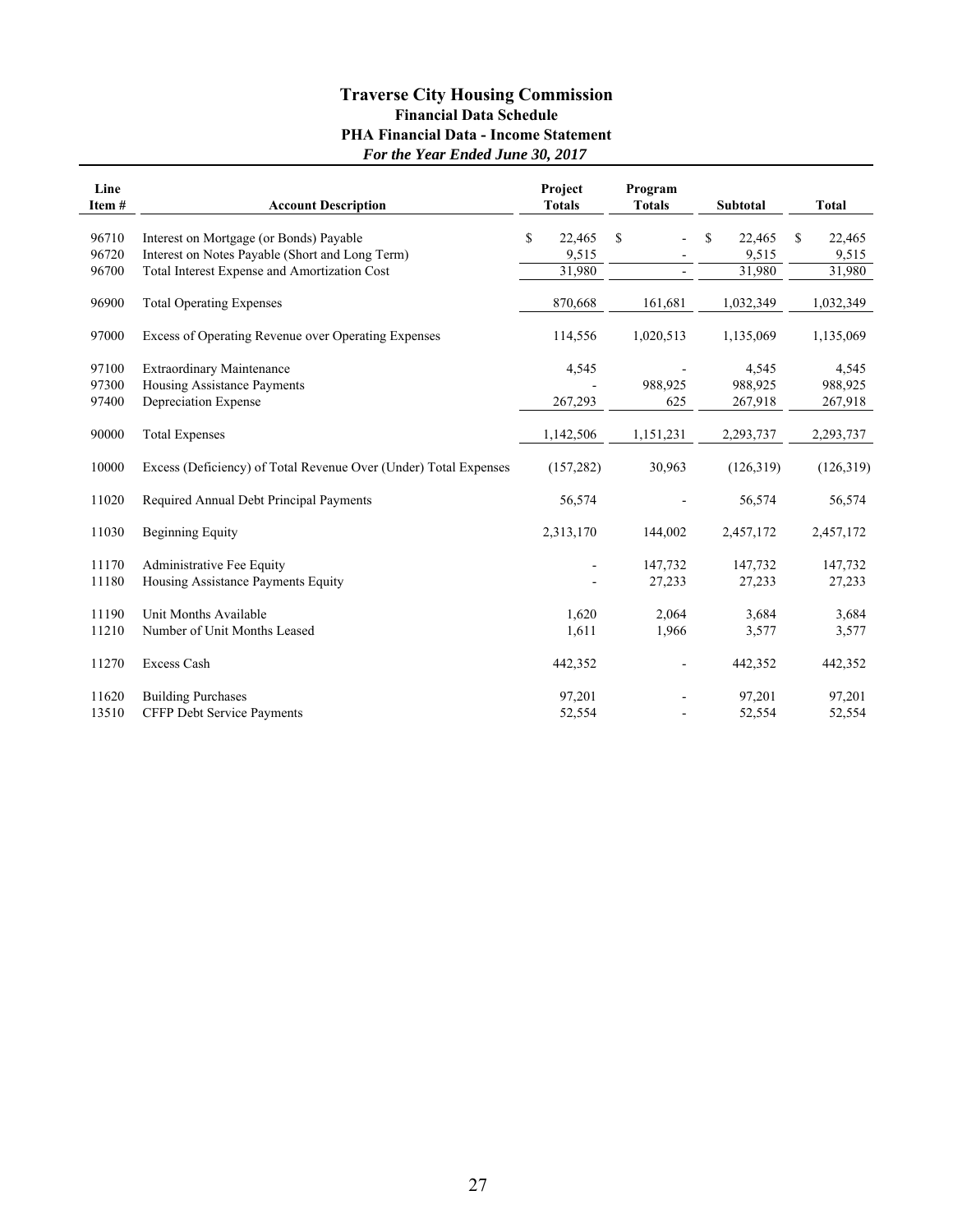# Traverse City Housing Commission

## Financial Data Schedule

### PHA Financial Data - Income Statement

*For the Year Ended June 30, 2017*

| Line Item # | Account Description | Project Totals | Program Totals | Subtotal | Total |
|---|---|---|---|---|---|
| 96710 | Interest on Mortgage (or Bonds) Payable | $ 22,465 | $ - | $ 22,465 | $ 22,465 |
| 96720 | Interest on Notes Payable (Short and Long Term) | 9,515 | - | 9,515 | 9,515 |
| 96700 | Total Interest Expense and Amortization Cost | 31,980 | - | 31,980 | 31,980 |
| 96900 | Total Operating Expenses | 870,668 | 161,681 | 1,032,349 | 1,032,349 |
| 97000 | Excess of Operating Revenue over Operating Expenses | 114,556 | 1,020,513 | 1,135,069 | 1,135,069 |
| 97100 | Extraordinary Maintenance | 4,545 | - | 4,545 | 4,545 |
| 97300 | Housing Assistance Payments | - | 988,925 | 988,925 | 988,925 |
| 97400 | Depreciation Expense | 267,293 | 625 | 267,918 | 267,918 |
| 90000 | Total Expenses | 1,142,506 | 1,151,231 | 2,293,737 | 2,293,737 |
| 10000 | Excess (Deficiency) of Total Revenue Over (Under) Total Expenses | (157,282) | 30,963 | (126,319) | (126,319) |
| 11020 | Required Annual Debt Principal Payments | 56,574 | - | 56,574 | 56,574 |
| 11030 | Beginning Equity | 2,313,170 | 144,002 | 2,457,172 | 2,457,172 |
| 11170 | Administrative Fee Equity | - | 147,732 | 147,732 | 147,732 |
| 11180 | Housing Assistance Payments Equity | - | 27,233 | 27,233 | 27,233 |
| 11190 | Unit Months Available | 1,620 | 2,064 | 3,684 | 3,684 |
| 11210 | Number of Unit Months Leased | 1,611 | 1,966 | 3,577 | 3,577 |
| 11270 | Excess Cash | 442,352 | - | 442,352 | 442,352 |
| 11620 | Building Purchases | 97,201 | - | 97,201 | 97,201 |
| 13510 | CFFP Debt Service Payments | 52,554 | - | 52,554 | 52,554 |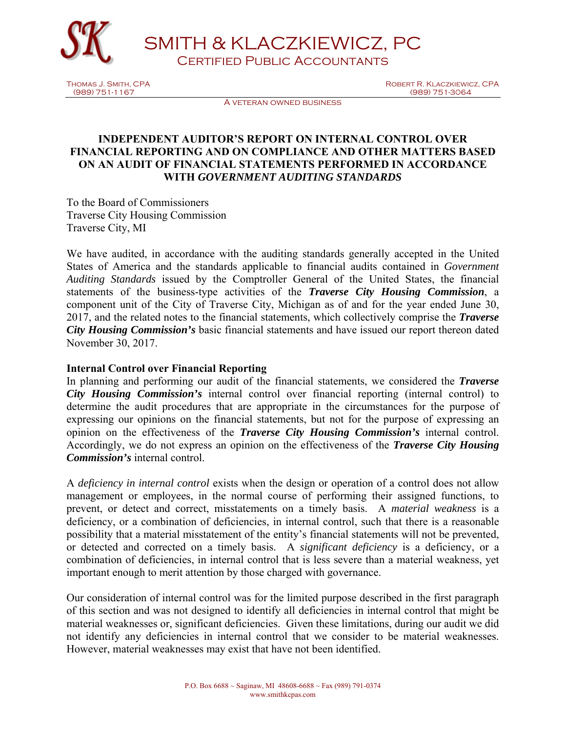SMITH & KLACZKIEWICZ, PC

CERTIFIED PUBLIC ACCOUNTANTS

THOMAS J. SMITH, CPA
(989) 751-1167

ROBERT R. KLACZKIEWICZ, CPA
(989) 751-3064

A VETERAN OWNED BUSINESS

# INDEPENDENT AUDITOR'S REPORT ON INTERNAL CONTROL OVER FINANCIAL REPORTING AND ON COMPLIANCE AND OTHER MATTERS BASED ON AN AUDIT OF FINANCIAL STATEMENTS PERFORMED IN ACCORDANCE WITH *GOVERNMENT AUDITING STANDARDS*

To the Board of Commissioners
Traverse City Housing Commission
Traverse City, MI

We have audited, in accordance with the auditing standards generally accepted in the United States of America and the standards applicable to financial audits contained in *Government Auditing Standards* issued by the Comptroller General of the United States, the financial statements of the business-type activities of the ***Traverse City Housing Commission***, a component unit of the City of Traverse City, Michigan as of and for the year ended June 30, 2017, and the related notes to the financial statements, which collectively comprise the ***Traverse City Housing Commission's*** basic financial statements and have issued our report thereon dated November 30, 2017.

**Internal Control over Financial Reporting**

In planning and performing our audit of the financial statements, we considered the ***Traverse City Housing Commission's*** internal control over financial reporting (internal control) to determine the audit procedures that are appropriate in the circumstances for the purpose of expressing our opinions on the financial statements, but not for the purpose of expressing an opinion on the effectiveness of the ***Traverse City Housing Commission's*** internal control. Accordingly, we do not express an opinion on the effectiveness of the ***Traverse City Housing Commission's*** internal control.

A *deficiency in internal control* exists when the design or operation of a control does not allow management or employees, in the normal course of performing their assigned functions, to prevent, or detect and correct, misstatements on a timely basis. A *material weakness* is a deficiency, or a combination of deficiencies, in internal control, such that there is a reasonable possibility that a material misstatement of the entity's financial statements will not be prevented, or detected and corrected on a timely basis. A *significant deficiency* is a deficiency, or a combination of deficiencies, in internal control that is less severe than a material weakness, yet important enough to merit attention by those charged with governance.

Our consideration of internal control was for the limited purpose described in the first paragraph of this section and was not designed to identify all deficiencies in internal control that might be material weaknesses or, significant deficiencies. Given these limitations, during our audit we did not identify any deficiencies in internal control that we consider to be material weaknesses. However, material weaknesses may exist that have not been identified.

P.O. Box 6688 ~ Saginaw, MI 48608-6688 ~ Fax (989) 791-0374
www.smithkcpas.com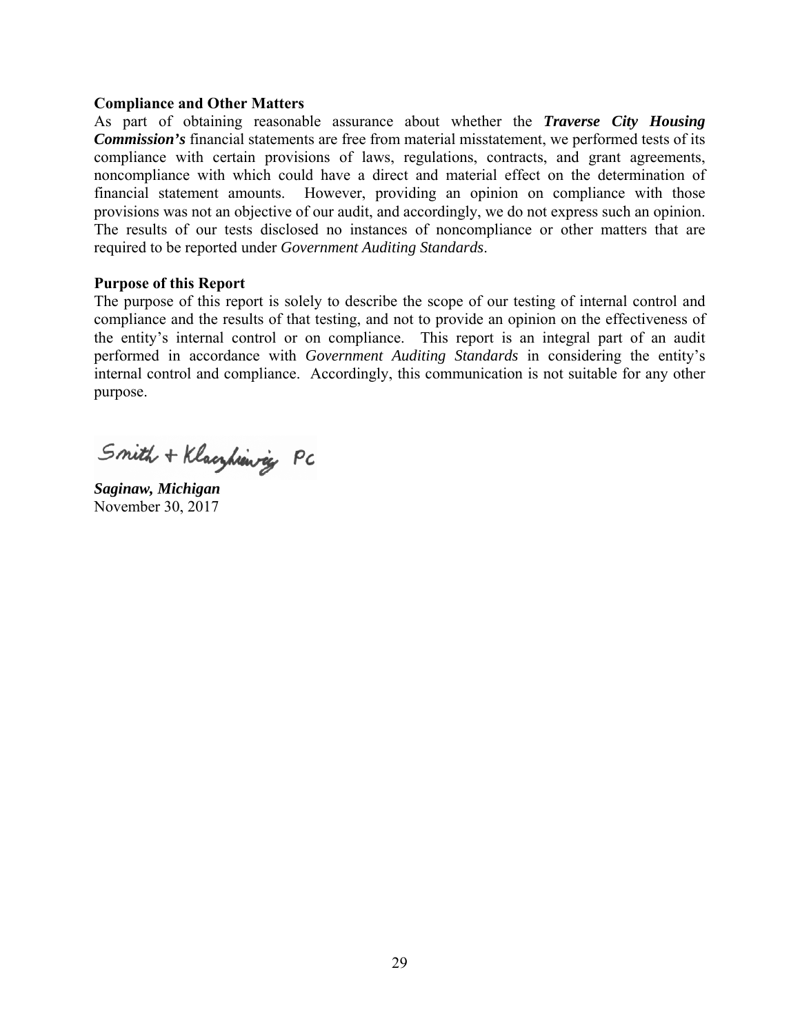**Compliance and Other Matters**

As part of obtaining reasonable assurance about whether the ***Traverse City Housing Commission's*** financial statements are free from material misstatement, we performed tests of its compliance with certain provisions of laws, regulations, contracts, and grant agreements, noncompliance with which could have a direct and material effect on the determination of financial statement amounts. However, providing an opinion on compliance with those provisions was not an objective of our audit, and accordingly, we do not express such an opinion. The results of our tests disclosed no instances of noncompliance or other matters that are required to be reported under *Government Auditing Standards*.

**Purpose of this Report**

The purpose of this report is solely to describe the scope of our testing of internal control and compliance and the results of that testing, and not to provide an opinion on the effectiveness of the entity's internal control or on compliance. This report is an integral part of an audit performed in accordance with *Government Auditing Standards* in considering the entity's internal control and compliance. Accordingly, this communication is not suitable for any other purpose.

Smith + Klaczkiewicz PC

***Saginaw, Michigan***
November 30, 2017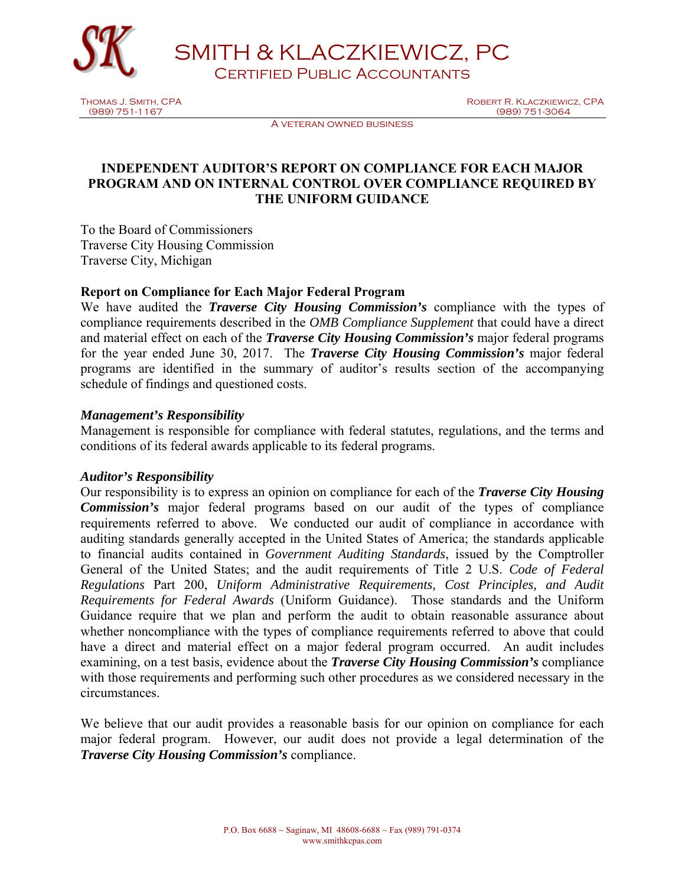SMITH & KLACZKIEWICZ, PC
Certified Public Accountants

Thomas J. Smith, CPA
(989) 751-1167

Robert R. Klaczkiewicz, CPA
(989) 751-3064

A veteran owned business

# INDEPENDENT AUDITOR'S REPORT ON COMPLIANCE FOR EACH MAJOR PROGRAM AND ON INTERNAL CONTROL OVER COMPLIANCE REQUIRED BY THE UNIFORM GUIDANCE

To the Board of Commissioners
Traverse City Housing Commission
Traverse City, Michigan

## Report on Compliance for Each Major Federal Program

We have audited the ***Traverse City Housing Commission's*** compliance with the types of compliance requirements described in the *OMB Compliance Supplement* that could have a direct and material effect on each of the ***Traverse City Housing Commission's*** major federal programs for the year ended June 30, 2017. The ***Traverse City Housing Commission's*** major federal programs are identified in the summary of auditor's results section of the accompanying schedule of findings and questioned costs.

### *Management's Responsibility*

Management is responsible for compliance with federal statutes, regulations, and the terms and conditions of its federal awards applicable to its federal programs.

### *Auditor's Responsibility*

Our responsibility is to express an opinion on compliance for each of the ***Traverse City Housing Commission's*** major federal programs based on our audit of the types of compliance requirements referred to above. We conducted our audit of compliance in accordance with auditing standards generally accepted in the United States of America; the standards applicable to financial audits contained in *Government Auditing Standards*, issued by the Comptroller General of the United States; and the audit requirements of Title 2 U.S. *Code of Federal Regulations* Part 200, *Uniform Administrative Requirements, Cost Principles, and Audit Requirements for Federal Awards* (Uniform Guidance). Those standards and the Uniform Guidance require that we plan and perform the audit to obtain reasonable assurance about whether noncompliance with the types of compliance requirements referred to above that could have a direct and material effect on a major federal program occurred. An audit includes examining, on a test basis, evidence about the ***Traverse City Housing Commission's*** compliance with those requirements and performing such other procedures as we considered necessary in the circumstances.

We believe that our audit provides a reasonable basis for our opinion on compliance for each major federal program. However, our audit does not provide a legal determination of the ***Traverse City Housing Commission's*** compliance.

P.O. Box 6688 ~ Saginaw, MI 48608-6688 ~ Fax (989) 791-0374
www.smithkcpas.com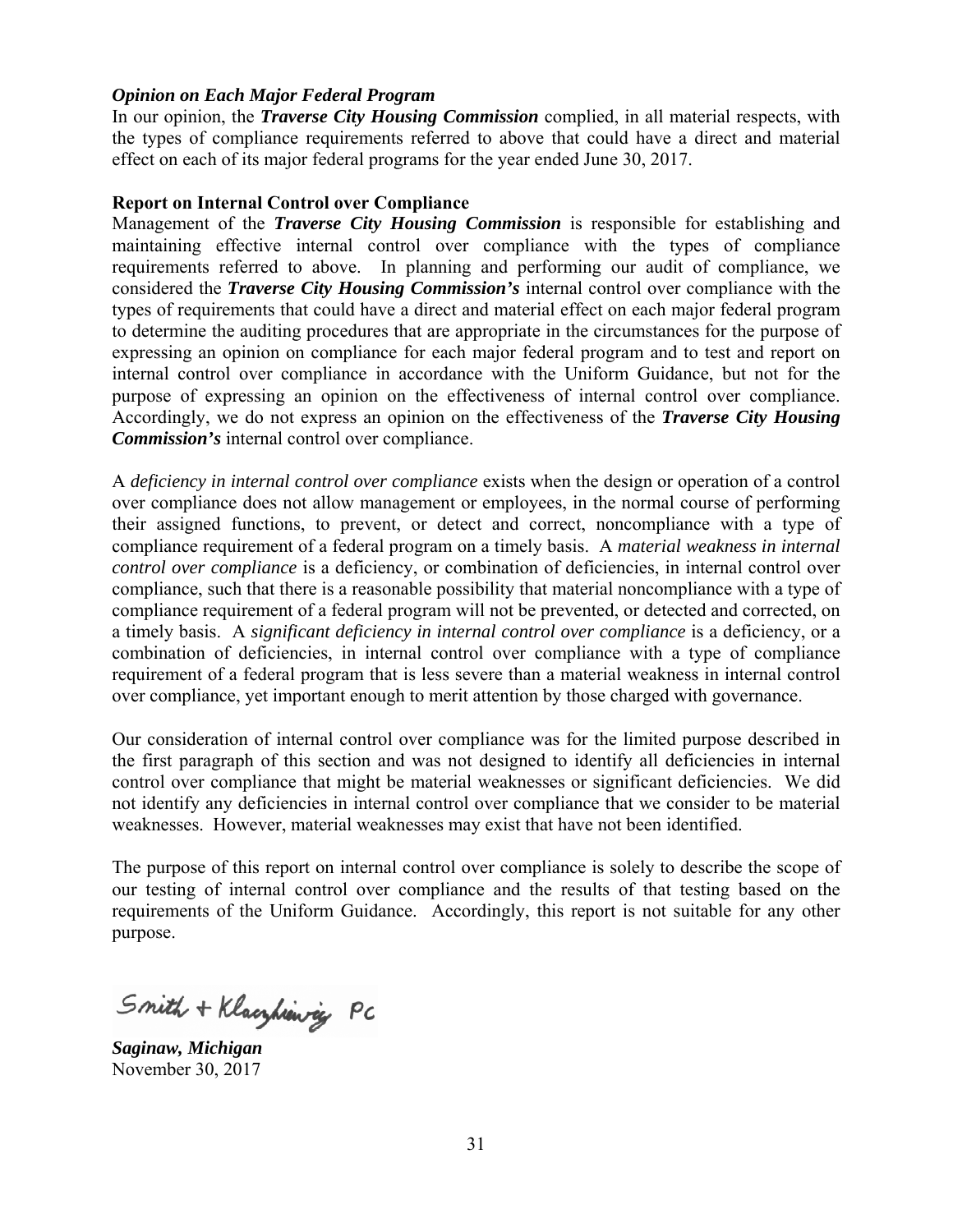### *Opinion on Each Major Federal Program*

In our opinion, the ***Traverse City Housing Commission*** complied, in all material respects, with the types of compliance requirements referred to above that could have a direct and material effect on each of its major federal programs for the year ended June 30, 2017.

### Report on Internal Control over Compliance

Management of the ***Traverse City Housing Commission*** is responsible for establishing and maintaining effective internal control over compliance with the types of compliance requirements referred to above. In planning and performing our audit of compliance, we considered the ***Traverse City Housing Commission's*** internal control over compliance with the types of requirements that could have a direct and material effect on each major federal program to determine the auditing procedures that are appropriate in the circumstances for the purpose of expressing an opinion on compliance for each major federal program and to test and report on internal control over compliance in accordance with the Uniform Guidance, but not for the purpose of expressing an opinion on the effectiveness of internal control over compliance. Accordingly, we do not express an opinion on the effectiveness of the ***Traverse City Housing Commission's*** internal control over compliance.

A *deficiency in internal control over compliance* exists when the design or operation of a control over compliance does not allow management or employees, in the normal course of performing their assigned functions, to prevent, or detect and correct, noncompliance with a type of compliance requirement of a federal program on a timely basis. A *material weakness in internal control over compliance* is a deficiency, or combination of deficiencies, in internal control over compliance, such that there is a reasonable possibility that material noncompliance with a type of compliance requirement of a federal program will not be prevented, or detected and corrected, on a timely basis. A *significant deficiency in internal control over compliance* is a deficiency, or a combination of deficiencies, in internal control over compliance with a type of compliance requirement of a federal program that is less severe than a material weakness in internal control over compliance, yet important enough to merit attention by those charged with governance.

Our consideration of internal control over compliance was for the limited purpose described in the first paragraph of this section and was not designed to identify all deficiencies in internal control over compliance that might be material weaknesses or significant deficiencies. We did not identify any deficiencies in internal control over compliance that we consider to be material weaknesses. However, material weaknesses may exist that have not been identified.

The purpose of this report on internal control over compliance is solely to describe the scope of our testing of internal control over compliance and the results of that testing based on the requirements of the Uniform Guidance. Accordingly, this report is not suitable for any other purpose.

Smith + Klaczkiewicz PC

***Saginaw, Michigan***
November 30, 2017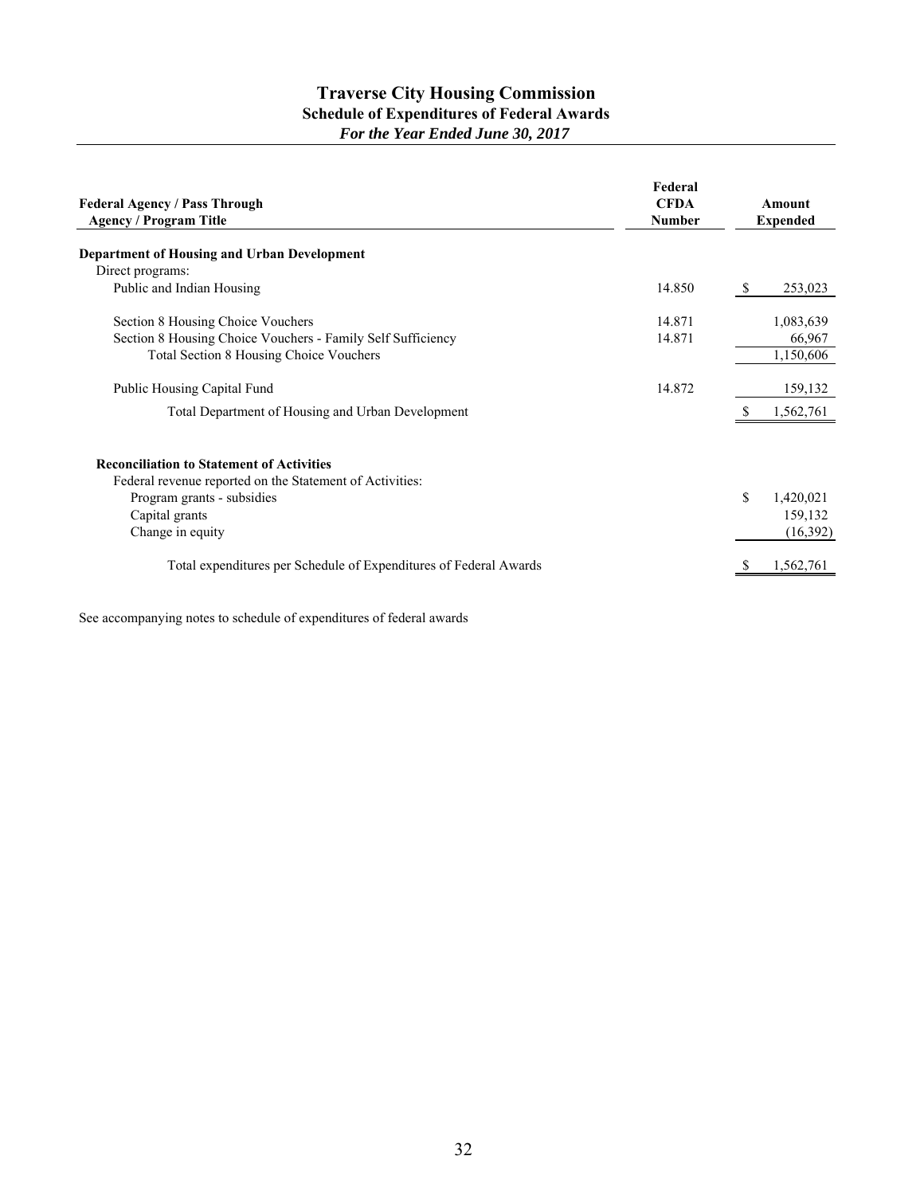# Traverse City Housing Commission

## Schedule of Expenditures of Federal Awards

### *For the Year Ended June 30, 2017*

| Federal Agency / Pass Through Agency / Program Title | Federal CFDA Number | Amount Expended |
|---|---|---|
| **Department of Housing and Urban Development** | | |
| Direct programs: | | |
| Public and Indian Housing | 14.850 | $ 253,023 |
| Section 8 Housing Choice Vouchers | 14.871 | 1,083,639 |
| Section 8 Housing Choice Vouchers - Family Self Sufficiency | 14.871 | 66,967 |
| Total Section 8 Housing Choice Vouchers | | 1,150,606 |
| Public Housing Capital Fund | 14.872 | 159,132 |
| Total Department of Housing and Urban Development | | $ 1,562,761 |
| | | |
| **Reconciliation to Statement of Activities** | | |
| Federal revenue reported on the Statement of Activities: | | |
| Program grants - subsidies | | $ 1,420,021 |
| Capital grants | | 159,132 |
| Change in equity | | (16,392) |
| Total expenditures per Schedule of Expenditures of Federal Awards | | $ 1,562,761 |

See accompanying notes to schedule of expenditures of federal awards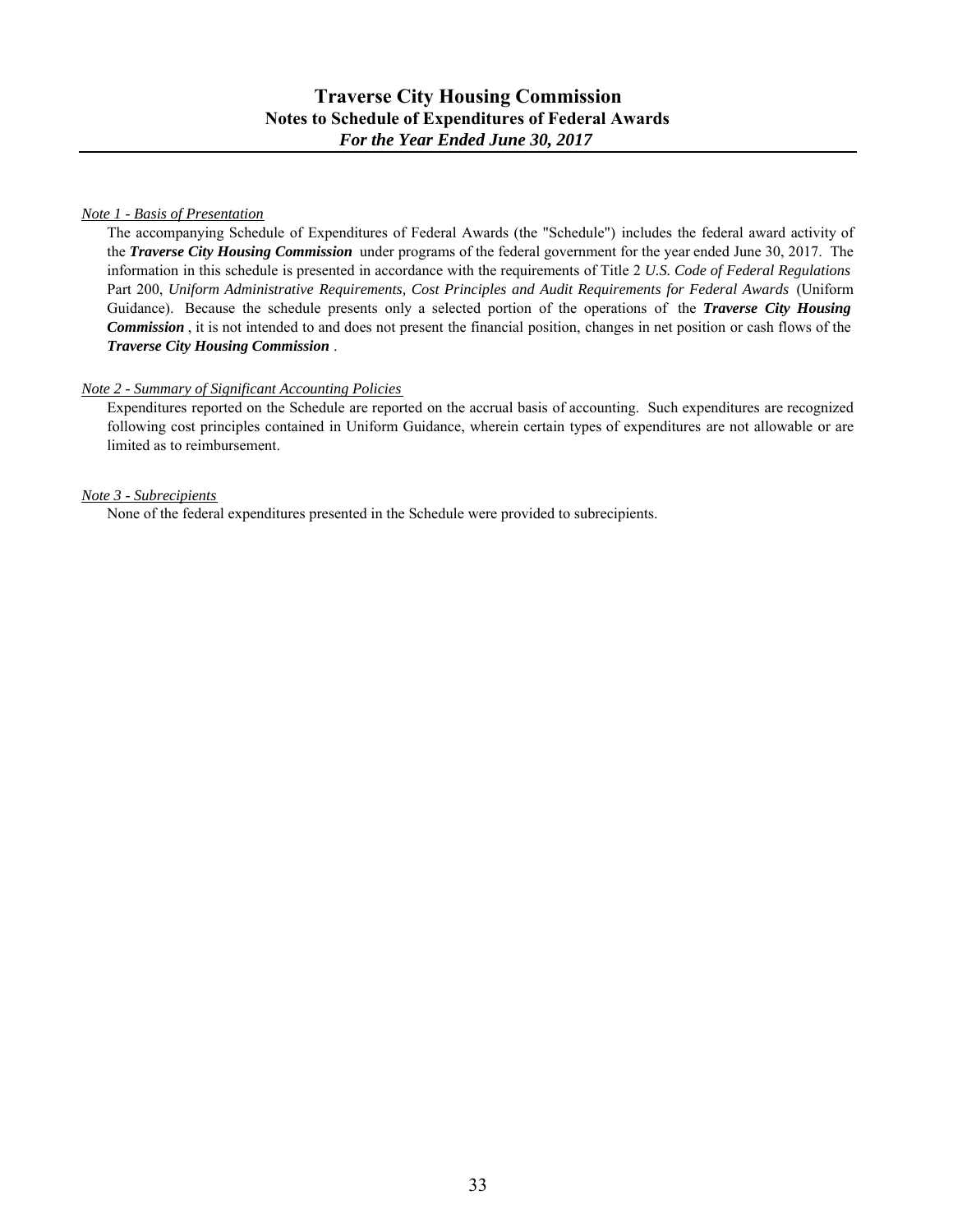# Traverse City Housing Commission

## Notes to Schedule of Expenditures of Federal Awards

### *For the Year Ended June 30, 2017*

*Note 1 - Basis of Presentation*

The accompanying Schedule of Expenditures of Federal Awards (the "Schedule") includes the federal award activity of the ***Traverse City Housing Commission*** under programs of the federal government for the year ended June 30, 2017. The information in this schedule is presented in accordance with the requirements of Title 2 *U.S. Code of Federal Regulations* Part 200, *Uniform Administrative Requirements, Cost Principles and Audit Requirements for Federal Awards* (Uniform Guidance). Because the schedule presents only a selected portion of the operations of the ***Traverse City Housing Commission***, it is not intended to and does not present the financial position, changes in net position or cash flows of the ***Traverse City Housing Commission***.

*Note 2 - Summary of Significant Accounting Policies*

Expenditures reported on the Schedule are reported on the accrual basis of accounting. Such expenditures are recognized following cost principles contained in Uniform Guidance, wherein certain types of expenditures are not allowable or are limited as to reimbursement.

*Note 3 - Subrecipients*

None of the federal expenditures presented in the Schedule were provided to subrecipients.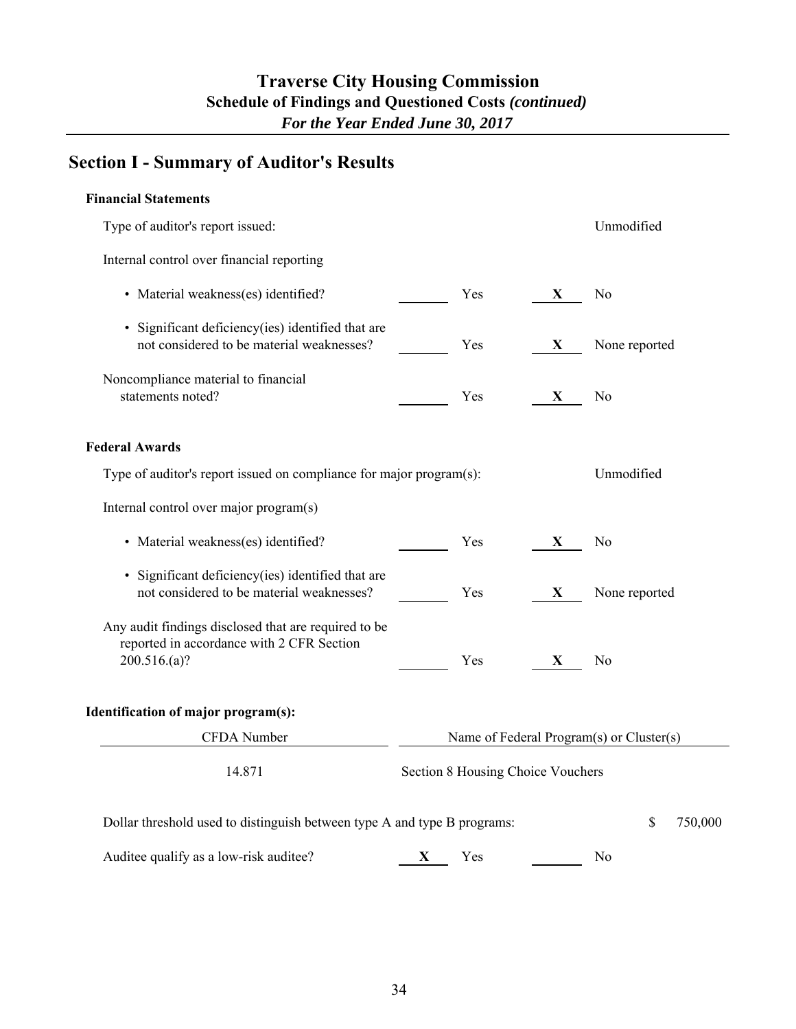# Traverse City Housing Commission

## Schedule of Findings and Questioned Costs *(continued)*

***For the Year Ended June 30, 2017***

## Section I - Summary of Auditor's Results

### Financial Statements

Type of auditor's report issued: Unmodified

Internal control over financial reporting

| | | | | |
|---|---|---|---|---|
| • Material weakness(es) identified? | ______ | Yes | **X** | No |
| • Significant deficiency(ies) identified that are not considered to be material weaknesses? | ______ | Yes | **X** | None reported |
| Noncompliance material to financial statements noted? | ______ | Yes | **X** | No |

### Federal Awards

Type of auditor's report issued on compliance for major program(s): Unmodified

Internal control over major program(s)

| | | | | |
|---|---|---|---|---|
| • Material weakness(es) identified? | ______ | Yes | **X** | No |
| • Significant deficiency(ies) identified that are not considered to be material weaknesses? | ______ | Yes | **X** | None reported |
| Any audit findings disclosed that are required to be reported in accordance with 2 CFR Section 200.516.(a)? | ______ | Yes | **X** | No |

### Identification of major program(s):

| CFDA Number | Name of Federal Program(s) or Cluster(s) |
|---|---|
| 14.871 | Section 8 Housing Choice Vouchers |

Dollar threshold used to distinguish between type A and type B programs: $ 750,000

| | | | | |
|---|---|---|---|---|
| Auditee qualify as a low-risk auditee? | **X** | Yes | ______ | No |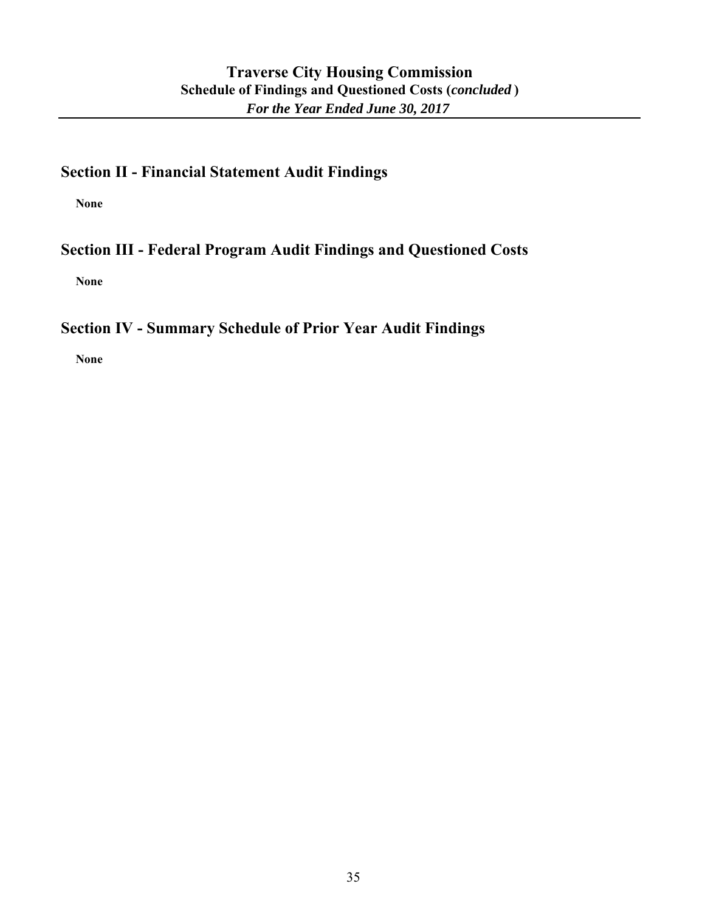# Traverse City Housing Commission
**Schedule of Findings and Questioned Costs (*concluded*)**
***For the Year Ended June 30, 2017***

## Section II - Financial Statement Audit Findings

**None**

## Section III - Federal Program Audit Findings and Questioned Costs

**None**

## Section IV - Summary Schedule of Prior Year Audit Findings

**None**